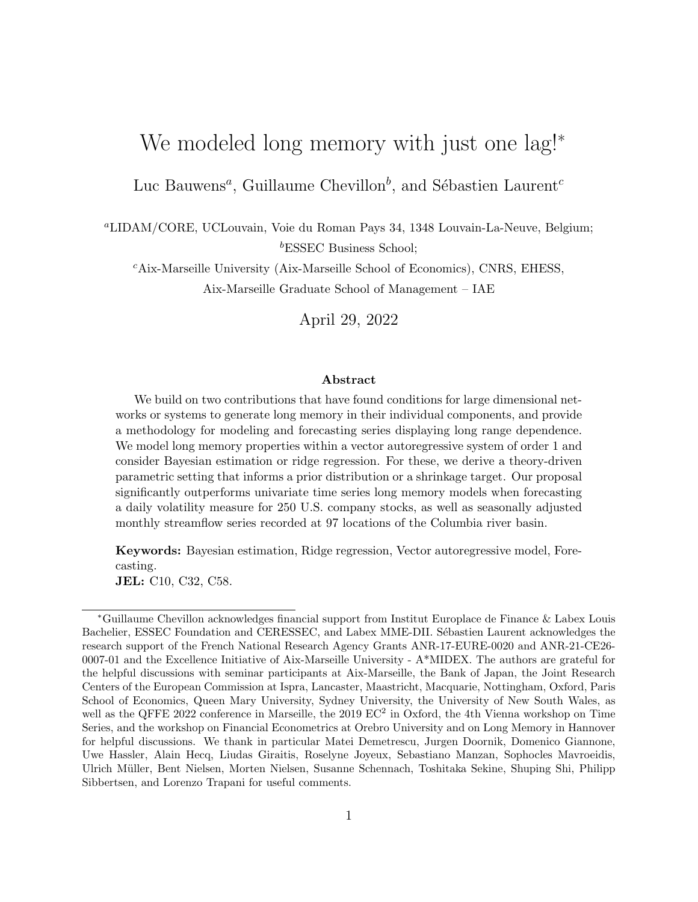# We modeled long memory with just one lag![*]

Luc Bauwens[a], Guillaume Chevillon[b], and Sébastien Laurent[c]

[a]LIDAM/CORE, UCLouvain, Voie du Roman Pays 34, 1348 Louvain-La-Neuve, Belgium;
[b]ESSEC Business School;
[c]Aix-Marseille University (Aix-Marseille School of Economics), CNRS, EHESS, Aix-Marseille Graduate School of Management – IAE

April 29, 2022

### Abstract

We build on two contributions that have found conditions for large dimensional networks or systems to generate long memory in their individual components, and provide a methodology for modeling and forecasting series displaying long range dependence. We model long memory properties within a vector autoregressive system of order 1 and consider Bayesian estimation or ridge regression. For these, we derive a theory-driven parametric setting that informs a prior distribution or a shrinkage target. Our proposal significantly outperforms univariate time series long memory models when forecasting a daily volatility measure for 250 U.S. company stocks, as well as seasonally adjusted monthly streamflow series recorded at 97 locations of the Columbia river basin.

**Keywords:** Bayesian estimation, Ridge regression, Vector autoregressive model, Forecasting.
**JEL:** C10, C32, C58.

---

[*]Guillaume Chevillon acknowledges financial support from Institut Europlace de Finance & Labex Louis Bachelier, ESSEC Foundation and CERESSEC, and Labex MME-DII. Sébastien Laurent acknowledges the research support of the French National Research Agency Grants ANR-17-EURE-0020 and ANR-21-CE26-0007-01 and the Excellence Initiative of Aix-Marseille University - A*MIDEX. The authors are grateful for the helpful discussions with seminar participants at Aix-Marseille, the Bank of Japan, the Joint Research Centers of the European Commission at Ispra, Lancaster, Maastricht, Macquarie, Nottingham, Oxford, Paris School of Economics, Queen Mary University, Sydney University, the University of New South Wales, as well as the QFFE 2022 conference in Marseille, the 2019 EC[2] in Oxford, the 4th Vienna workshop on Time Series, and the workshop on Financial Econometrics at Orebro University and on Long Memory in Hannover for helpful discussions. We thank in particular Matei Demetrescu, Jurgen Doornik, Domenico Giannone, Uwe Hassler, Alain Hecq, Liudas Giraitis, Roselyne Joyeux, Sebastiano Manzan, Sophocles Mavroeidis, Ulrich Müller, Bent Nielsen, Morten Nielsen, Susanne Schennach, Toshitaka Sekine, Shuping Shi, Philipp Sibbertsen, and Lorenzo Trapani for useful comments.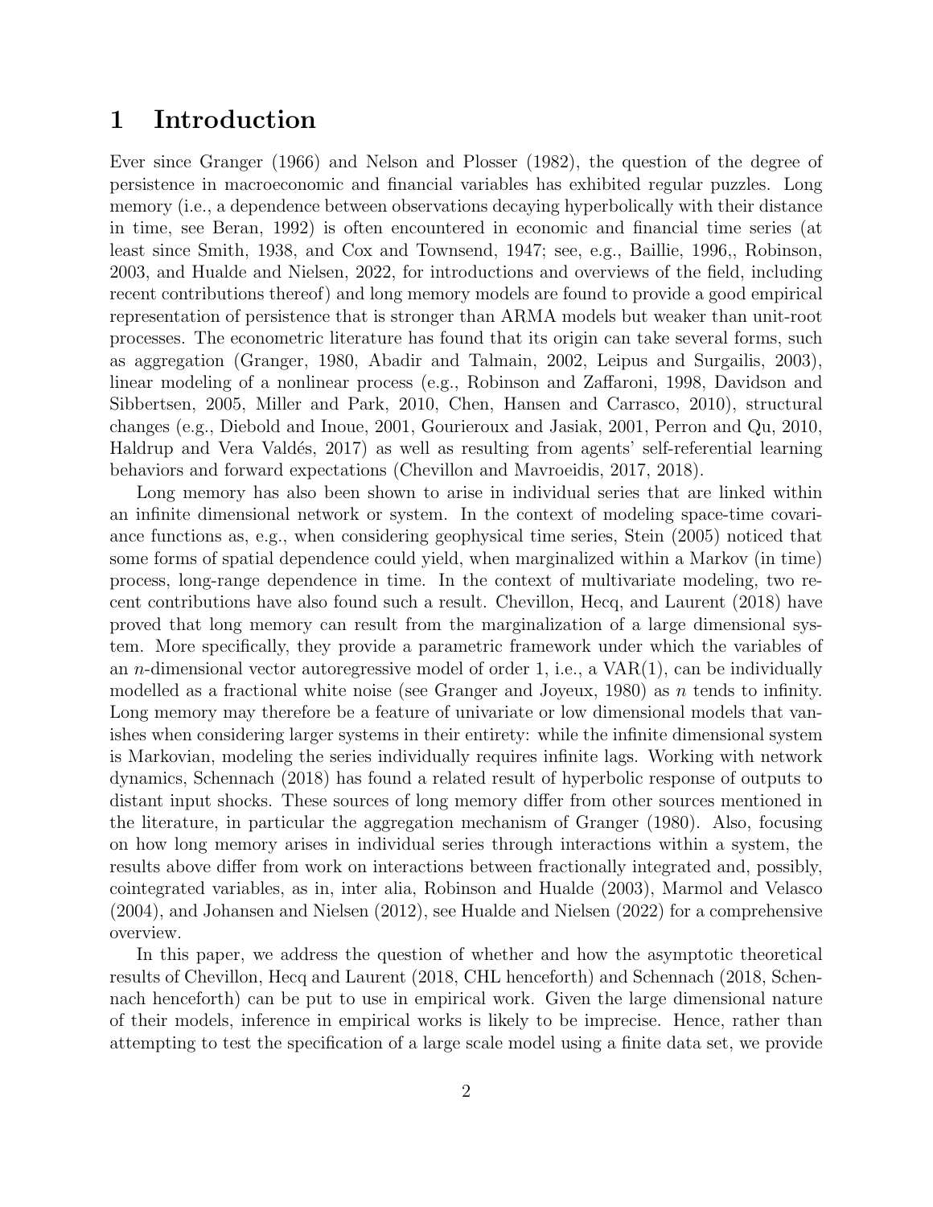# 1 Introduction

Ever since Granger (1966) and Nelson and Plosser (1982), the question of the degree of persistence in macroeconomic and financial variables has exhibited regular puzzles. Long memory (i.e., a dependence between observations decaying hyperbolically with their distance in time, see Beran, 1992) is often encountered in economic and financial time series (at least since Smith, 1938, and Cox and Townsend, 1947; see, e.g., Baillie, 1996,, Robinson, 2003, and Hualde and Nielsen, 2022, for introductions and overviews of the field, including recent contributions thereof) and long memory models are found to provide a good empirical representation of persistence that is stronger than ARMA models but weaker than unit-root processes. The econometric literature has found that its origin can take several forms, such as aggregation (Granger, 1980, Abadir and Talmain, 2002, Leipus and Surgailis, 2003), linear modeling of a nonlinear process (e.g., Robinson and Zaffaroni, 1998, Davidson and Sibbertsen, 2005, Miller and Park, 2010, Chen, Hansen and Carrasco, 2010), structural changes (e.g., Diebold and Inoue, 2001, Gourieroux and Jasiak, 2001, Perron and Qu, 2010, Haldrup and Vera Valdés, 2017) as well as resulting from agents' self-referential learning behaviors and forward expectations (Chevillon and Mavroeidis, 2017, 2018).

Long memory has also been shown to arise in individual series that are linked within an infinite dimensional network or system. In the context of modeling space-time covariance functions as, e.g., when considering geophysical time series, Stein (2005) noticed that some forms of spatial dependence could yield, when marginalized within a Markov (in time) process, long-range dependence in time. In the context of multivariate modeling, two recent contributions have also found such a result. Chevillon, Hecq, and Laurent (2018) have proved that long memory can result from the marginalization of a large dimensional system. More specifically, they provide a parametric framework under which the variables of an $n$-dimensional vector autoregressive model of order 1, i.e., a VAR(1), can be individually modelled as a fractional white noise (see Granger and Joyeux, 1980) as $n$ tends to infinity. Long memory may therefore be a feature of univariate or low dimensional models that vanishes when considering larger systems in their entirety: while the infinite dimensional system is Markovian, modeling the series individually requires infinite lags. Working with network dynamics, Schennach (2018) has found a related result of hyperbolic response of outputs to distant input shocks. These sources of long memory differ from other sources mentioned in the literature, in particular the aggregation mechanism of Granger (1980). Also, focusing on how long memory arises in individual series through interactions within a system, the results above differ from work on interactions between fractionally integrated and, possibly, cointegrated variables, as in, inter alia, Robinson and Hualde (2003), Marmol and Velasco (2004), and Johansen and Nielsen (2012), see Hualde and Nielsen (2022) for a comprehensive overview.

In this paper, we address the question of whether and how the asymptotic theoretical results of Chevillon, Hecq and Laurent (2018, CHL henceforth) and Schennach (2018, Schennach henceforth) can be put to use in empirical work. Given the large dimensional nature of their models, inference in empirical works is likely to be imprecise. Hence, rather than attempting to test the specification of a large scale model using a finite data set, we provide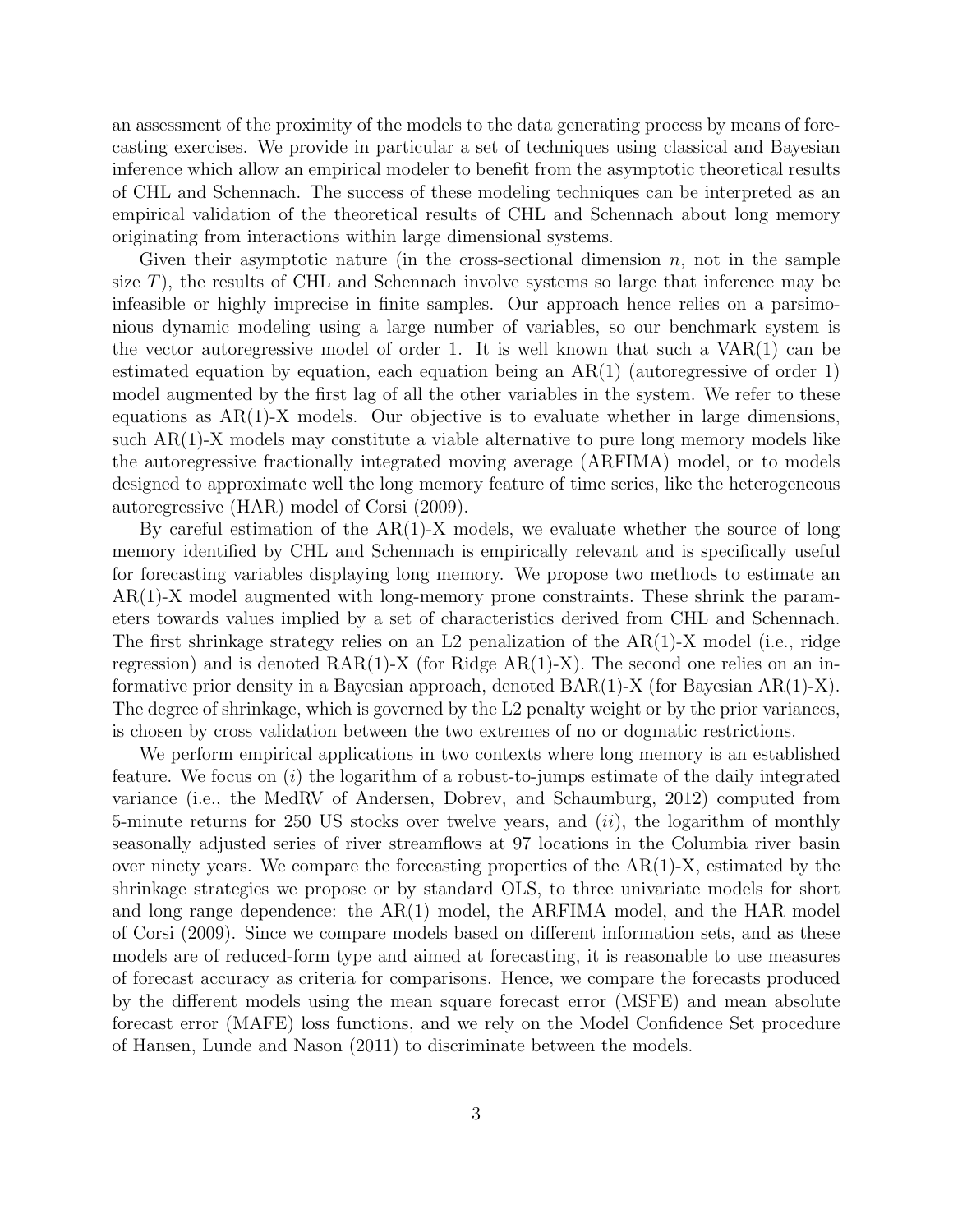an assessment of the proximity of the models to the data generating process by means of forecasting exercises. We provide in particular a set of techniques using classical and Bayesian inference which allow an empirical modeler to benefit from the asymptotic theoretical results of CHL and Schennach. The success of these modeling techniques can be interpreted as an empirical validation of the theoretical results of CHL and Schennach about long memory originating from interactions within large dimensional systems.

Given their asymptotic nature (in the cross-sectional dimension $n$, not in the sample size $T$), the results of CHL and Schennach involve systems so large that inference may be infeasible or highly imprecise in finite samples. Our approach hence relies on a parsimonious dynamic modeling using a large number of variables, so our benchmark system is the vector autoregressive model of order 1. It is well known that such a VAR(1) can be estimated equation by equation, each equation being an AR(1) (autoregressive of order 1) model augmented by the first lag of all the other variables in the system. We refer to these equations as AR(1)-X models. Our objective is to evaluate whether in large dimensions, such AR(1)-X models may constitute a viable alternative to pure long memory models like the autoregressive fractionally integrated moving average (ARFIMA) model, or to models designed to approximate well the long memory feature of time series, like the heterogeneous autoregressive (HAR) model of Corsi (2009).

By careful estimation of the AR(1)-X models, we evaluate whether the source of long memory identified by CHL and Schennach is empirically relevant and is specifically useful for forecasting variables displaying long memory. We propose two methods to estimate an AR(1)-X model augmented with long-memory prone constraints. These shrink the parameters towards values implied by a set of characteristics derived from CHL and Schennach. The first shrinkage strategy relies on an L2 penalization of the AR(1)-X model (i.e., ridge regression) and is denoted RAR(1)-X (for Ridge AR(1)-X). The second one relies on an informative prior density in a Bayesian approach, denoted BAR(1)-X (for Bayesian AR(1)-X). The degree of shrinkage, which is governed by the L2 penalty weight or by the prior variances, is chosen by cross validation between the two extremes of no or dogmatic restrictions.

We perform empirical applications in two contexts where long memory is an established feature. We focus on (*i*) the logarithm of a robust-to-jumps estimate of the daily integrated variance (i.e., the MedRV of Andersen, Dobrev, and Schaumburg, 2012) computed from 5-minute returns for 250 US stocks over twelve years, and (*ii*), the logarithm of monthly seasonally adjusted series of river streamflows at 97 locations in the Columbia river basin over ninety years. We compare the forecasting properties of the AR(1)-X, estimated by the shrinkage strategies we propose or by standard OLS, to three univariate models for short and long range dependence: the AR(1) model, the ARFIMA model, and the HAR model of Corsi (2009). Since we compare models based on different information sets, and as these models are of reduced-form type and aimed at forecasting, it is reasonable to use measures of forecast accuracy as criteria for comparisons. Hence, we compare the forecasts produced by the different models using the mean square forecast error (MSFE) and mean absolute forecast error (MAFE) loss functions, and we rely on the Model Confidence Set procedure of Hansen, Lunde and Nason (2011) to discriminate between the models.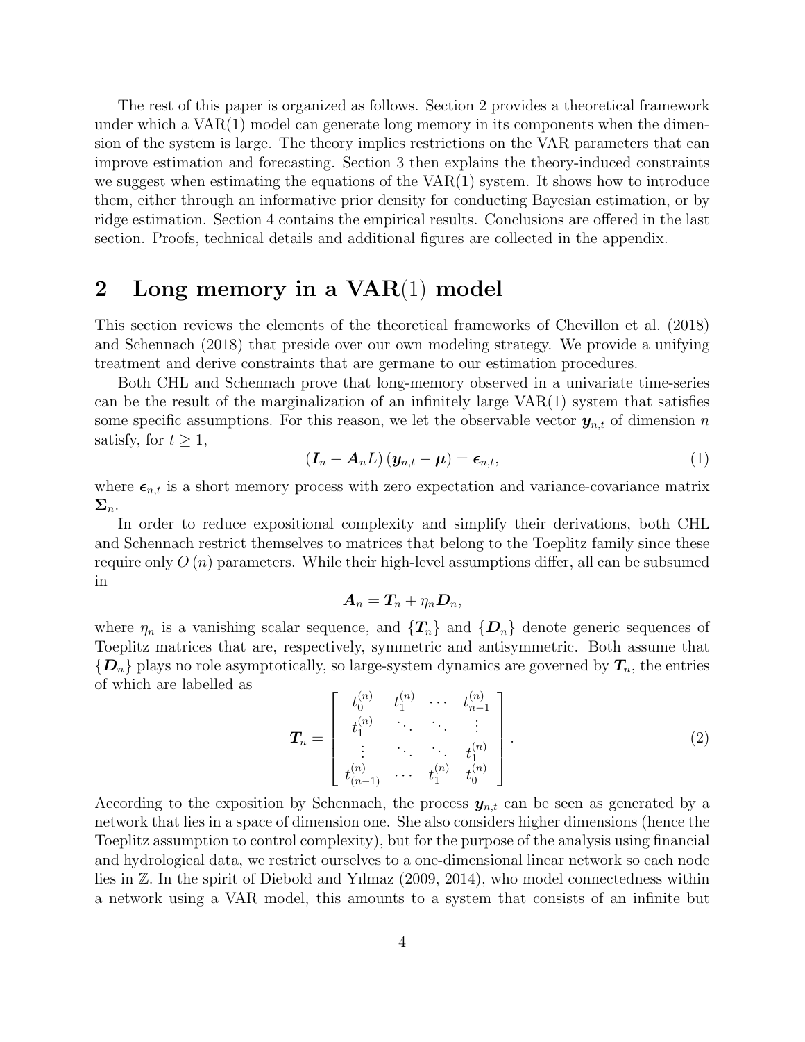The rest of this paper is organized as follows. Section 2 provides a theoretical framework under which a VAR(1) model can generate long memory in its components when the dimension of the system is large. The theory implies restrictions on the VAR parameters that can improve estimation and forecasting. Section 3 then explains the theory-induced constraints we suggest when estimating the equations of the VAR(1) system. It shows how to introduce them, either through an informative prior density for conducting Bayesian estimation, or by ridge estimation. Section 4 contains the empirical results. Conclusions are offered in the last section. Proofs, technical details and additional figures are collected in the appendix.

# 2 Long memory in a VAR(1) model

This section reviews the elements of the theoretical frameworks of Chevillon et al. (2018) and Schennach (2018) that preside over our own modeling strategy. We provide a unifying treatment and derive constraints that are germane to our estimation procedures.

Both CHL and Schennach prove that long-memory observed in a univariate time-series can be the result of the marginalization of an infinitely large VAR(1) system that satisfies some specific assumptions. For this reason, we let the observable vector $\boldsymbol{y}_{n,t}$ of dimension $n$ satisfy, for $t \geq 1$,

$$(\boldsymbol{I}_n - \boldsymbol{A}_n L)(\boldsymbol{y}_{n,t} - \boldsymbol{\mu}) = \boldsymbol{\epsilon}_{n,t}, \tag{1}$$

where $\boldsymbol{\epsilon}_{n,t}$ is a short memory process with zero expectation and variance-covariance matrix $\boldsymbol{\Sigma}_n$.

In order to reduce expositional complexity and simplify their derivations, both CHL and Schennach restrict themselves to matrices that belong to the Toeplitz family since these require only $O(n)$ parameters. While their high-level assumptions differ, all can be subsumed in

$$\boldsymbol{A}_n = \boldsymbol{T}_n + \eta_n \boldsymbol{D}_n,$$

where $\eta_n$ is a vanishing scalar sequence, and $\{\boldsymbol{T}_n\}$ and $\{\boldsymbol{D}_n\}$ denote generic sequences of Toeplitz matrices that are, respectively, symmetric and antisymmetric. Both assume that $\{\boldsymbol{D}_n\}$ plays no role asymptotically, so large-system dynamics are governed by $\boldsymbol{T}_n$, the entries of which are labelled as

$$\boldsymbol{T}_n = \begin{bmatrix} t_0^{(n)} & t_1^{(n)} & \cdots & t_{n-1}^{(n)} \\ t_1^{(n)} & \ddots & \ddots & \vdots \\ \vdots & \ddots & \ddots & t_1^{(n)} \\ t_{(n-1)}^{(n)} & \cdots & t_1^{(n)} & t_0^{(n)} \end{bmatrix}. \tag{2}$$

According to the exposition by Schennach, the process $\boldsymbol{y}_{n,t}$ can be seen as generated by a network that lies in a space of dimension one. She also considers higher dimensions (hence the Toeplitz assumption to control complexity), but for the purpose of the analysis using financial and hydrological data, we restrict ourselves to a one-dimensional linear network so each node lies in $\mathbb{Z}$. In the spirit of Diebold and Yılmaz (2009, 2014), who model connectedness within a network using a VAR model, this amounts to a system that consists of an infinite but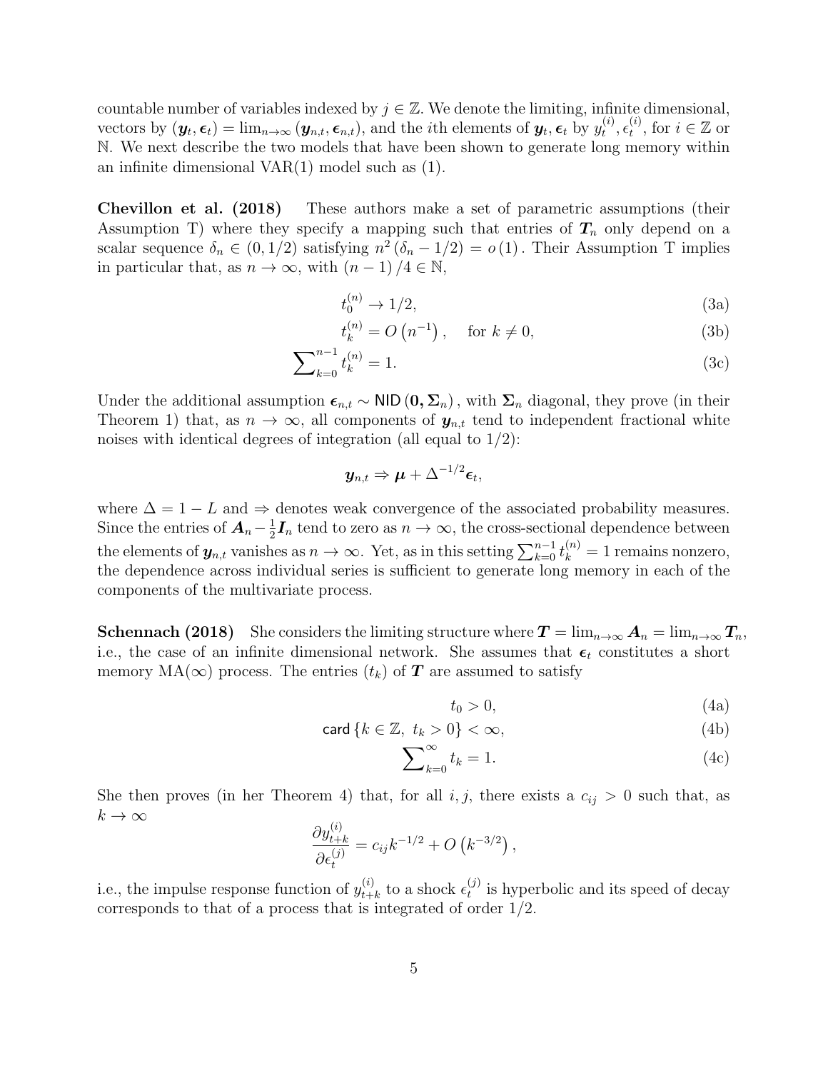countable number of variables indexed by $j \in \mathbb{Z}$. We denote the limiting, infinite dimensional, vectors by $(\boldsymbol{y}_t, \boldsymbol{\epsilon}_t) = \lim_{n\to\infty} (\boldsymbol{y}_{n,t}, \boldsymbol{\epsilon}_{n,t})$, and the $i$th elements of $\boldsymbol{y}_t, \boldsymbol{\epsilon}_t$ by $y_t^{(i)}, \epsilon_t^{(i)}$, for $i \in \mathbb{Z}$ or $\mathbb{N}$. We next describe the two models that have been shown to generate long memory within an infinite dimensional VAR(1) model such as (1).

**Chevillon et al. (2018)** These authors make a set of parametric assumptions (their Assumption T) where they specify a mapping such that entries of $\boldsymbol{T}_n$ only depend on a scalar sequence $\delta_n \in (0, 1/2)$ satisfying $n^2 (\delta_n - 1/2) = o(1)$. Their Assumption T implies in particular that, as $n \to \infty$, with $(n-1)/4 \in \mathbb{N}$,

$$t_0^{(n)} \to 1/2, \tag{3a}$$

$$t_k^{(n)} = O\left(n^{-1}\right), \quad \text{for } k \neq 0, \tag{3b}$$

$$\sum\nolimits_{k=0}^{n-1} t_k^{(n)} = 1. \tag{3c}$$

Under the additional assumption $\boldsymbol{\epsilon}_{n,t} \sim \mathsf{NID}(\boldsymbol{0}, \boldsymbol{\Sigma}_n)$, with $\boldsymbol{\Sigma}_n$ diagonal, they prove (in their Theorem 1) that, as $n \to \infty$, all components of $\boldsymbol{y}_{n,t}$ tend to independent fractional white noises with identical degrees of integration (all equal to $1/2$):

$$\boldsymbol{y}_{n,t} \Rightarrow \boldsymbol{\mu} + \Delta^{-1/2} \boldsymbol{\epsilon}_t,$$

where $\Delta = 1 - L$ and $\Rightarrow$ denotes weak convergence of the associated probability measures. Since the entries of $\boldsymbol{A}_n - \frac{1}{2}\boldsymbol{I}_n$ tend to zero as $n \to \infty$, the cross-sectional dependence between the elements of $\boldsymbol{y}_{n,t}$ vanishes as $n \to \infty$. Yet, as in this setting $\sum_{k=0}^{n-1} t_k^{(n)} = 1$ remains nonzero, the dependence across individual series is sufficient to generate long memory in each of the components of the multivariate process.

**Schennach (2018)** She considers the limiting structure where $\boldsymbol{T} = \lim_{n\to\infty} \boldsymbol{A}_n = \lim_{n\to\infty} \boldsymbol{T}_n$, i.e., the case of an infinite dimensional network. She assumes that $\boldsymbol{\epsilon}_t$ constitutes a short memory MA($\infty$) process. The entries $(t_k)$ of $\boldsymbol{T}$ are assumed to satisfy

$$t_0 > 0, \tag{4a}$$

$$\mathsf{card}\left\{k \in \mathbb{Z},\ t_k > 0\right\} < \infty, \tag{4b}$$

$$\sum\nolimits_{k=0}^{\infty} t_k = 1. \tag{4c}$$

She then proves (in her Theorem 4) that, for all $i, j$, there exists a $c_{ij} > 0$ such that, as $k \to \infty$

$$\frac{\partial y_{t+k}^{(i)}}{\partial \epsilon_t^{(j)}} = c_{ij} k^{-1/2} + O\left(k^{-3/2}\right),$$

i.e., the impulse response function of $y_{t+k}^{(i)}$ to a shock $\epsilon_t^{(j)}$ is hyperbolic and its speed of decay corresponds to that of a process that is integrated of order $1/2$.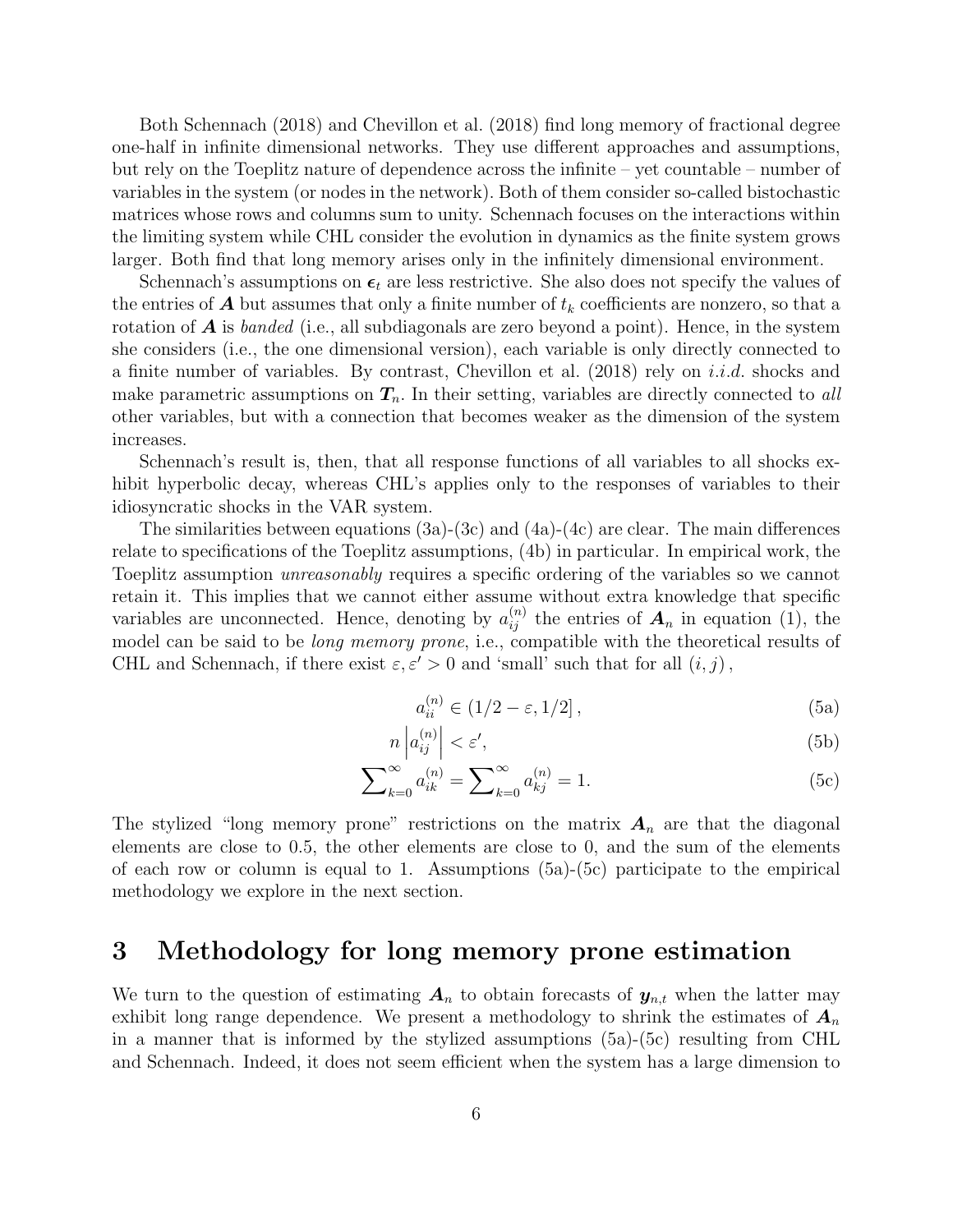Both Schennach (2018) and Chevillon et al. (2018) find long memory of fractional degree one-half in infinite dimensional networks. They use different approaches and assumptions, but rely on the Toeplitz nature of dependence across the infinite – yet countable – number of variables in the system (or nodes in the network). Both of them consider so-called bistochastic matrices whose rows and columns sum to unity. Schennach focuses on the interactions within the limiting system while CHL consider the evolution in dynamics as the finite system grows larger. Both find that long memory arises only in the infinitely dimensional environment.

Schennach's assumptions on $\boldsymbol{\epsilon}_t$ are less restrictive. She also does not specify the values of the entries of $\boldsymbol{A}$ but assumes that only a finite number of $t_k$ coefficients are nonzero, so that a rotation of $\boldsymbol{A}$ is *banded* (i.e., all subdiagonals are zero beyond a point). Hence, in the system she considers (i.e., the one dimensional version), each variable is only directly connected to a finite number of variables. By contrast, Chevillon et al. (2018) rely on *i.i.d.* shocks and make parametric assumptions on $\boldsymbol{T}_n$. In their setting, variables are directly connected to *all* other variables, but with a connection that becomes weaker as the dimension of the system increases.

Schennach's result is, then, that all response functions of all variables to all shocks exhibit hyperbolic decay, whereas CHL's applies only to the responses of variables to their idiosyncratic shocks in the VAR system.

The similarities between equations (3a)-(3c) and (4a)-(4c) are clear. The main differences relate to specifications of the Toeplitz assumptions, (4b) in particular. In empirical work, the Toeplitz assumption *unreasonably* requires a specific ordering of the variables so we cannot retain it. This implies that we cannot either assume without extra knowledge that specific variables are unconnected. Hence, denoting by $a_{ij}^{(n)}$ the entries of $\boldsymbol{A}_n$ in equation (1), the model can be said to be *long memory prone*, i.e., compatible with the theoretical results of CHL and Schennach, if there exist $\varepsilon, \varepsilon' > 0$ and 'small' such that for all $(i, j)$,

$$a_{ii}^{(n)} \in (1/2 - \varepsilon, 1/2], \tag{5a}$$

$$n \left| a_{ij}^{(n)} \right| < \varepsilon', \tag{5b}$$

$$\sum\nolimits_{k=0}^{\infty} a_{ik}^{(n)} = \sum\nolimits_{k=0}^{\infty} a_{kj}^{(n)} = 1. \tag{5c}$$

The stylized "long memory prone" restrictions on the matrix $\boldsymbol{A}_n$ are that the diagonal elements are close to 0.5, the other elements are close to 0, and the sum of the elements of each row or column is equal to 1. Assumptions (5a)-(5c) participate to the empirical methodology we explore in the next section.

# 3 Methodology for long memory prone estimation

We turn to the question of estimating $\boldsymbol{A}_n$ to obtain forecasts of $\boldsymbol{y}_{n,t}$ when the latter may exhibit long range dependence. We present a methodology to shrink the estimates of $\boldsymbol{A}_n$ in a manner that is informed by the stylized assumptions (5a)-(5c) resulting from CHL and Schennach. Indeed, it does not seem efficient when the system has a large dimension to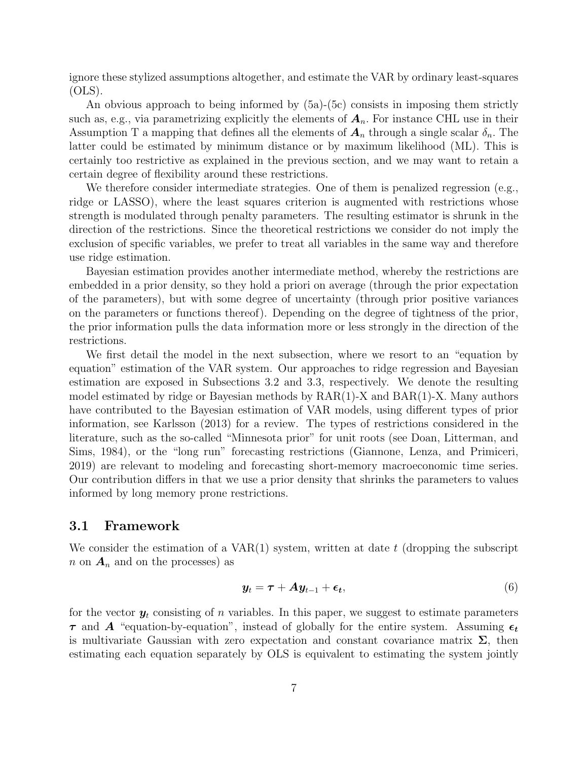ignore these stylized assumptions altogether, and estimate the VAR by ordinary least-squares (OLS).

An obvious approach to being informed by (5a)-(5c) consists in imposing them strictly such as, e.g., via parametrizing explicitly the elements of $\boldsymbol{A}_n$. For instance CHL use in their Assumption T a mapping that defines all the elements of $\boldsymbol{A}_n$ through a single scalar $\delta_n$. The latter could be estimated by minimum distance or by maximum likelihood (ML). This is certainly too restrictive as explained in the previous section, and we may want to retain a certain degree of flexibility around these restrictions.

We therefore consider intermediate strategies. One of them is penalized regression (e.g., ridge or LASSO), where the least squares criterion is augmented with restrictions whose strength is modulated through penalty parameters. The resulting estimator is shrunk in the direction of the restrictions. Since the theoretical restrictions we consider do not imply the exclusion of specific variables, we prefer to treat all variables in the same way and therefore use ridge estimation.

Bayesian estimation provides another intermediate method, whereby the restrictions are embedded in a prior density, so they hold a priori on average (through the prior expectation of the parameters), but with some degree of uncertainty (through prior positive variances on the parameters or functions thereof). Depending on the degree of tightness of the prior, the prior information pulls the data information more or less strongly in the direction of the restrictions.

We first detail the model in the next subsection, where we resort to an "equation by equation" estimation of the VAR system. Our approaches to ridge regression and Bayesian estimation are exposed in Subsections 3.2 and 3.3, respectively. We denote the resulting model estimated by ridge or Bayesian methods by RAR(1)-X and BAR(1)-X. Many authors have contributed to the Bayesian estimation of VAR models, using different types of prior information, see Karlsson (2013) for a review. The types of restrictions considered in the literature, such as the so-called "Minnesota prior" for unit roots (see Doan, Litterman, and Sims, 1984), or the "long run" forecasting restrictions (Giannone, Lenza, and Primiceri, 2019) are relevant to modeling and forecasting short-memory macroeconomic time series. Our contribution differs in that we use a prior density that shrinks the parameters to values informed by long memory prone restrictions.

### 3.1 Framework

We consider the estimation of a VAR(1) system, written at date $t$ (dropping the subscript $n$ on $\boldsymbol{A}_n$ and on the processes) as

$$\boldsymbol{y}_t = \boldsymbol{\tau} + \boldsymbol{A}\boldsymbol{y}_{t-1} + \boldsymbol{\epsilon_t}, \tag{6}$$

for the vector $\boldsymbol{y_t}$ consisting of $n$ variables. In this paper, we suggest to estimate parameters $\boldsymbol{\tau}$ and $\boldsymbol{A}$ "equation-by-equation", instead of globally for the entire system. Assuming $\boldsymbol{\epsilon_t}$ is multivariate Gaussian with zero expectation and constant covariance matrix $\boldsymbol{\Sigma}$, then estimating each equation separately by OLS is equivalent to estimating the system jointly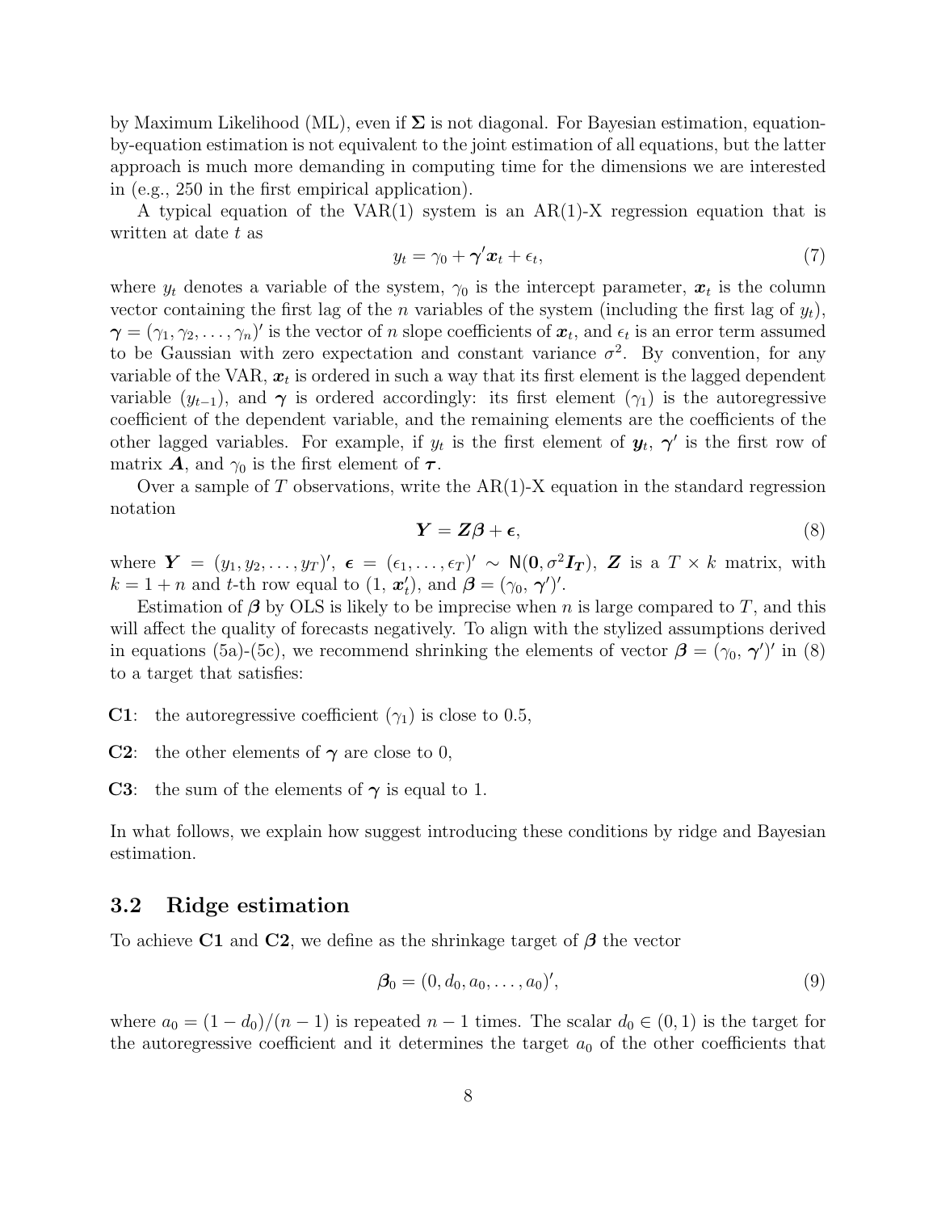by Maximum Likelihood (ML), even if $\boldsymbol{\Sigma}$ is not diagonal. For Bayesian estimation, equation-by-equation estimation is not equivalent to the joint estimation of all equations, but the latter approach is much more demanding in computing time for the dimensions we are interested in (e.g., 250 in the first empirical application).

A typical equation of the VAR(1) system is an AR(1)-X regression equation that is written at date $t$ as

$$y_t = \gamma_0 + \boldsymbol{\gamma}' \boldsymbol{x}_t + \epsilon_t, \tag{7}$$

where $y_t$ denotes a variable of the system, $\gamma_0$ is the intercept parameter, $\boldsymbol{x}_t$ is the column vector containing the first lag of the $n$ variables of the system (including the first lag of $y_t$), $\boldsymbol{\gamma} = (\gamma_1, \gamma_2, \ldots, \gamma_n)'$ is the vector of $n$ slope coefficients of $\boldsymbol{x}_t$, and $\epsilon_t$ is an error term assumed to be Gaussian with zero expectation and constant variance $\sigma^2$. By convention, for any variable of the VAR, $\boldsymbol{x}_t$ is ordered in such a way that its first element is the lagged dependent variable ($y_{t-1}$), and $\boldsymbol{\gamma}$ is ordered accordingly: its first element ($\gamma_1$) is the autoregressive coefficient of the dependent variable, and the remaining elements are the coefficients of the other lagged variables. For example, if $y_t$ is the first element of $\boldsymbol{y_t}$, $\boldsymbol{\gamma}'$ is the first row of matrix $\boldsymbol{A}$, and $\gamma_0$ is the first element of $\boldsymbol{\tau}$.

Over a sample of $T$ observations, write the AR(1)-X equation in the standard regression notation

$$\boldsymbol{Y} = \boldsymbol{Z}\boldsymbol{\beta} + \boldsymbol{\epsilon}, \tag{8}$$

where $\boldsymbol{Y} = (y_1, y_2, \ldots, y_T)'$, $\boldsymbol{\epsilon} = (\epsilon_1, \ldots, \epsilon_T)' \sim \mathsf{N}(\boldsymbol{0}, \sigma^2 \boldsymbol{I_T})$, $\boldsymbol{Z}$ is a $T \times k$ matrix, with $k = 1 + n$ and $t$-th row equal to $(1, \boldsymbol{x}_t')$, and $\boldsymbol{\beta} = (\gamma_0, \boldsymbol{\gamma}')'$.

Estimation of $\boldsymbol{\beta}$ by OLS is likely to be imprecise when $n$ is large compared to $T$, and this will affect the quality of forecasts negatively. To align with the stylized assumptions derived in equations (5a)-(5c), we recommend shrinking the elements of vector $\boldsymbol{\beta} = (\gamma_0, \boldsymbol{\gamma}')'$ in (8) to a target that satisfies:

**C1**: the autoregressive coefficient ($\gamma_1$) is close to 0.5,

**C2**: the other elements of $\boldsymbol{\gamma}$ are close to 0,

**C3**: the sum of the elements of $\boldsymbol{\gamma}$ is equal to 1.

In what follows, we explain how suggest introducing these conditions by ridge and Bayesian estimation.

## 3.2 Ridge estimation

To achieve **C1** and **C2**, we define as the shrinkage target of $\boldsymbol{\beta}$ the vector

$$\boldsymbol{\beta}_0 = (0, d_0, a_0, \ldots, a_0)', \tag{9}$$

where $a_0 = (1 - d_0)/(n - 1)$ is repeated $n - 1$ times. The scalar $d_0 \in (0, 1)$ is the target for the autoregressive coefficient and it determines the target $a_0$ of the other coefficients that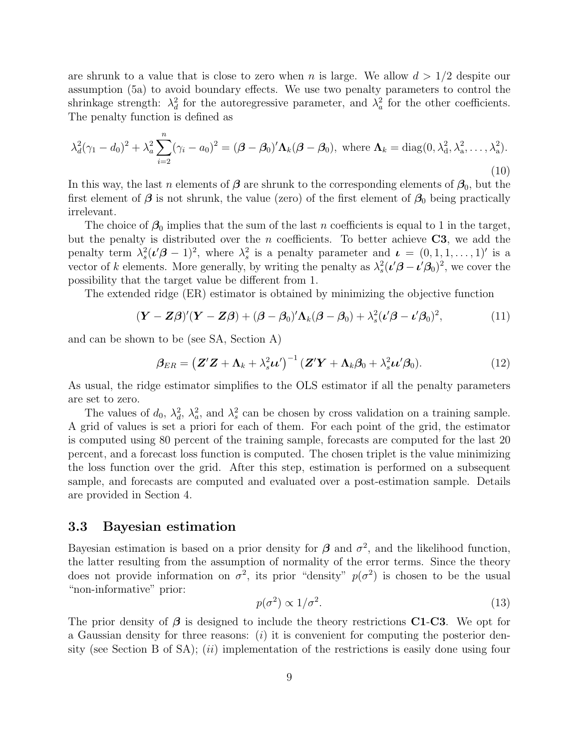are shrunk to a value that is close to zero when $n$ is large. We allow $d > 1/2$ despite our assumption (5a) to avoid boundary effects. We use two penalty parameters to control the shrinkage strength: $\lambda_d^2$ for the autoregressive parameter, and $\lambda_a^2$ for the other coefficients. The penalty function is defined as

$$\lambda_d^2(\gamma_1 - d_0)^2 + \lambda_a^2 \sum_{i=2}^{n} (\gamma_i - a_0)^2 = (\boldsymbol{\beta} - \boldsymbol{\beta}_0)' \boldsymbol{\Lambda}_k (\boldsymbol{\beta} - \boldsymbol{\beta}_0), \text{ where } \boldsymbol{\Lambda}_k = \text{diag}(0, \lambda_\text{d}^2, \lambda_\text{a}^2, \ldots, \lambda_\text{a}^2). \tag{10}$$

In this way, the last $n$ elements of $\boldsymbol{\beta}$ are shrunk to the corresponding elements of $\boldsymbol{\beta}_0$, but the first element of $\boldsymbol{\beta}$ is not shrunk, the value (zero) of the first element of $\boldsymbol{\beta}_0$ being practically irrelevant.

The choice of $\boldsymbol{\beta}_0$ implies that the sum of the last $n$ coefficients is equal to 1 in the target, but the penalty is distributed over the $n$ coefficients. To better achieve **C3**, we add the penalty term $\lambda_s^2(\boldsymbol{\iota}'\boldsymbol{\beta} - 1)^2$, where $\lambda_s^2$ is a penalty parameter and $\boldsymbol{\iota} = (0, 1, 1, \ldots, 1)'$ is a vector of $k$ elements. More generally, by writing the penalty as $\lambda_s^2(\boldsymbol{\iota}'\boldsymbol{\beta} - \boldsymbol{\iota}'\boldsymbol{\beta}_0)^2$, we cover the possibility that the target value be different from 1.

The extended ridge (ER) estimator is obtained by minimizing the objective function

$$(\boldsymbol{Y} - \boldsymbol{Z}\boldsymbol{\beta})'(\boldsymbol{Y} - \boldsymbol{Z}\boldsymbol{\beta}) + (\boldsymbol{\beta} - \boldsymbol{\beta}_0)' \boldsymbol{\Lambda}_k (\boldsymbol{\beta} - \boldsymbol{\beta}_0) + \lambda_s^2(\boldsymbol{\iota}'\boldsymbol{\beta} - \boldsymbol{\iota}'\boldsymbol{\beta}_0)^2, \tag{11}$$

and can be shown to be (see SA, Section A)

$$\boldsymbol{\beta}_{ER} = \left(\boldsymbol{Z}'\boldsymbol{Z} + \boldsymbol{\Lambda}_k + \lambda_s^2 \boldsymbol{\iota}\boldsymbol{\iota}'\right)^{-1} (\boldsymbol{Z}'\boldsymbol{Y} + \boldsymbol{\Lambda}_k \boldsymbol{\beta}_0 + \lambda_s^2 \boldsymbol{\iota}\boldsymbol{\iota}'\boldsymbol{\beta}_0). \tag{12}$$

As usual, the ridge estimator simplifies to the OLS estimator if all the penalty parameters are set to zero.

The values of $d_0$, $\lambda_d^2$, $\lambda_a^2$, and $\lambda_s^2$ can be chosen by cross validation on a training sample. A grid of values is set a priori for each of them. For each point of the grid, the estimator is computed using 80 percent of the training sample, forecasts are computed for the last 20 percent, and a forecast loss function is computed. The chosen triplet is the value minimizing the loss function over the grid. After this step, estimation is performed on a subsequent sample, and forecasts are computed and evaluated over a post-estimation sample. Details are provided in Section 4.

### 3.3 Bayesian estimation

Bayesian estimation is based on a prior density for $\boldsymbol{\beta}$ and $\sigma^2$, and the likelihood function, the latter resulting from the assumption of normality of the error terms. Since the theory does not provide information on $\sigma^2$, its prior "density" $p(\sigma^2)$ is chosen to be the usual "non-informative" prior:

$$p(\sigma^2) \propto 1/\sigma^2. \tag{13}$$

The prior density of $\boldsymbol{\beta}$ is designed to include the theory restrictions **C1**-**C3**. We opt for a Gaussian density for three reasons: (*i*) it is convenient for computing the posterior density (see Section B of SA); (*ii*) implementation of the restrictions is easily done using four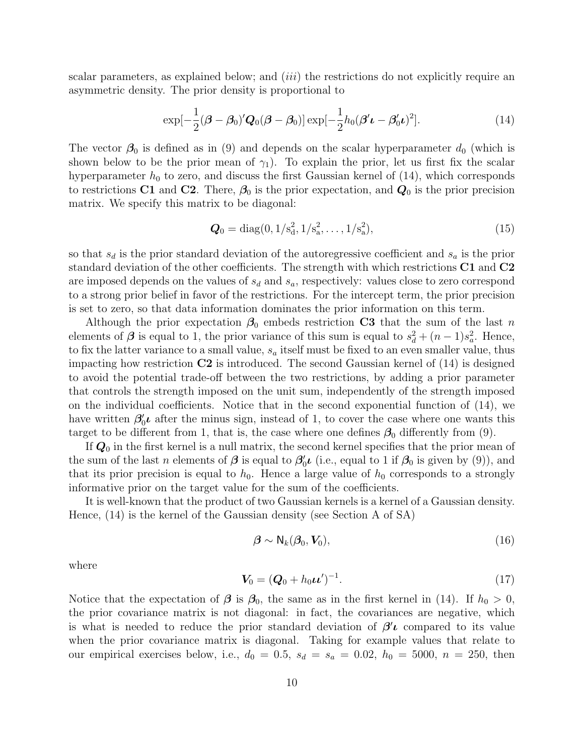scalar parameters, as explained below; and (*iii*) the restrictions do not explicitly require an asymmetric density. The prior density is proportional to

$$\exp[-\frac{1}{2}(\boldsymbol{\beta}-\boldsymbol{\beta}_0)'\boldsymbol{Q}_0(\boldsymbol{\beta}-\boldsymbol{\beta}_0)]\exp[-\frac{1}{2}h_0(\boldsymbol{\beta}'\boldsymbol{\iota}-\boldsymbol{\beta}_0'\boldsymbol{\iota})^2]. \tag{14}$$

The vector $\boldsymbol{\beta}_0$ is defined as in (9) and depends on the scalar hyperparameter $d_0$ (which is shown below to be the prior mean of $\gamma_1$). To explain the prior, let us first fix the scalar hyperparameter $h_0$ to zero, and discuss the first Gaussian kernel of (14), which corresponds to restrictions **C1** and **C2**. There, $\boldsymbol{\beta}_0$ is the prior expectation, and $\boldsymbol{Q}_0$ is the prior precision matrix. We specify this matrix to be diagonal:

$$\boldsymbol{Q}_0 = \text{diag}(0, 1/\text{s}_\text{d}^2, 1/\text{s}_\text{a}^2, \ldots, 1/\text{s}_\text{a}^2), \tag{15}$$

so that $s_d$ is the prior standard deviation of the autoregressive coefficient and $s_a$ is the prior standard deviation of the other coefficients. The strength with which restrictions **C1** and **C2** are imposed depends on the values of $s_d$ and $s_a$, respectively: values close to zero correspond to a strong prior belief in favor of the restrictions. For the intercept term, the prior precision is set to zero, so that data information dominates the prior information on this term.

Although the prior expectation $\boldsymbol{\beta}_0$ embeds restriction **C3** that the sum of the last $n$ elements of $\boldsymbol{\beta}$ is equal to 1, the prior variance of this sum is equal to $s_d^2 + (n-1)s_a^2$. Hence, to fix the latter variance to a small value, $s_a$ itself must be fixed to an even smaller value, thus impacting how restriction **C2** is introduced. The second Gaussian kernel of (14) is designed to avoid the potential trade-off between the two restrictions, by adding a prior parameter that controls the strength imposed on the unit sum, independently of the strength imposed on the individual coefficients. Notice that in the second exponential function of (14), we have written $\boldsymbol{\beta}_0'\boldsymbol{\iota}$ after the minus sign, instead of 1, to cover the case where one wants this target to be different from 1, that is, the case where one defines $\boldsymbol{\beta}_0$ differently from (9).

If $\boldsymbol{Q}_0$ in the first kernel is a null matrix, the second kernel specifies that the prior mean of the sum of the last $n$ elements of $\boldsymbol{\beta}$ is equal to $\boldsymbol{\beta}_0'\boldsymbol{\iota}$ (i.e., equal to 1 if $\boldsymbol{\beta}_0$ is given by (9)), and that its prior precision is equal to $h_0$. Hence a large value of $h_0$ corresponds to a strongly informative prior on the target value for the sum of the coefficients.

It is well-known that the product of two Gaussian kernels is a kernel of a Gaussian density. Hence, (14) is the kernel of the Gaussian density (see Section A of SA)

$$\boldsymbol{\beta} \sim \mathsf{N}_k(\boldsymbol{\beta}_0, \boldsymbol{V}_0), \tag{16}$$

where

$$\boldsymbol{V}_0 = (\boldsymbol{Q}_0 + h_0\boldsymbol{\iota}\boldsymbol{\iota}')^{-1}. \tag{17}$$

Notice that the expectation of $\boldsymbol{\beta}$ is $\boldsymbol{\beta}_0$, the same as in the first kernel in (14). If $h_0 > 0$, the prior covariance matrix is not diagonal: in fact, the covariances are negative, which is what is needed to reduce the prior standard deviation of $\boldsymbol{\beta}'\boldsymbol{\iota}$ compared to its value when the prior covariance matrix is diagonal. Taking for example values that relate to our empirical exercises below, i.e., $d_0 = 0.5$, $s_d = s_a = 0.02$, $h_0 = 5000$, $n = 250$, then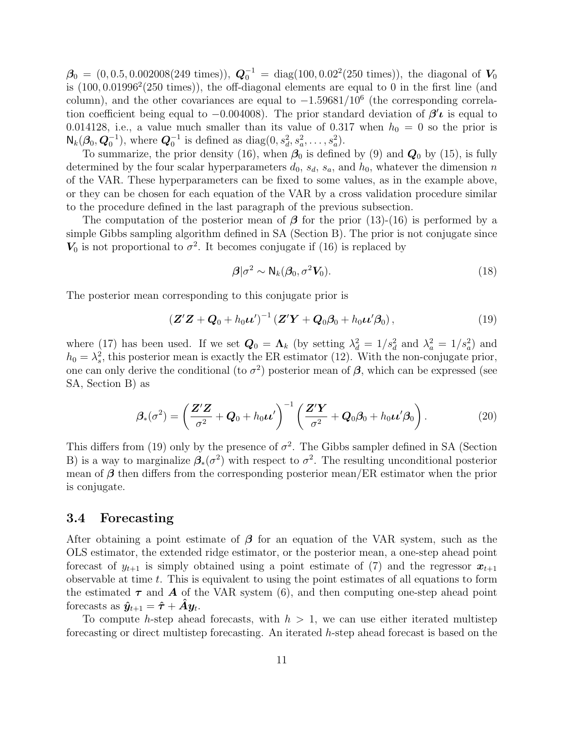$\boldsymbol{\beta}_0 = (0, 0.5, 0.002008(249 \text{ times}))$, $\boldsymbol{Q}_0^{-1} = \text{diag}(100, 0.02^2(250 \text{ times}))$, the diagonal of $\boldsymbol{V}_0$ is $(100, 0.01996^2(250 \text{ times}))$, the off-diagonal elements are equal to 0 in the first line (and column), and the other covariances are equal to $-1.59681/10^6$ (the corresponding correlation coefficient being equal to $-0.004008$). The prior standard deviation of $\boldsymbol{\beta}'\boldsymbol{\iota}$ is equal to 0.014128, i.e., a value much smaller than its value of 0.317 when $h_0 = 0$ so the prior is $\mathsf{N}_k(\boldsymbol{\beta}_0, \boldsymbol{Q}_0^{-1})$, where $\boldsymbol{Q}_0^{-1}$ is defined as $\text{diag}(0, s_d^2, s_a^2, \ldots, s_a^2)$.

To summarize, the prior density (16), when $\boldsymbol{\beta}_0$ is defined by (9) and $\boldsymbol{Q}_0$ by (15), is fully determined by the four scalar hyperparameters $d_0$, $s_d$, $s_a$, and $h_0$, whatever the dimension $n$ of the VAR. These hyperparameters can be fixed to some values, as in the example above, or they can be chosen for each equation of the VAR by a cross validation procedure similar to the procedure defined in the last paragraph of the previous subsection.

The computation of the posterior mean of $\boldsymbol{\beta}$ for the prior (13)-(16) is performed by a simple Gibbs sampling algorithm defined in SA (Section B). The prior is not conjugate since $\boldsymbol{V}_0$ is not proportional to $\sigma^2$. It becomes conjugate if (16) is replaced by

$$\boldsymbol{\beta}|\sigma^2 \sim \mathsf{N}_k(\boldsymbol{\beta}_0, \sigma^2 \boldsymbol{V}_0). \tag{18}$$

The posterior mean corresponding to this conjugate prior is

$$(\boldsymbol{Z}'\boldsymbol{Z} + \boldsymbol{Q}_0 + h_0\boldsymbol{\iota}\boldsymbol{\iota}')^{-1}(\boldsymbol{Z}'\boldsymbol{Y} + \boldsymbol{Q}_0\boldsymbol{\beta}_0 + h_0\boldsymbol{\iota}\boldsymbol{\iota}'\boldsymbol{\beta}_0), \tag{19}$$

where (17) has been used. If we set $\boldsymbol{Q}_0 = \boldsymbol{\Lambda}_k$ (by setting $\lambda_d^2 = 1/s_d^2$ and $\lambda_a^2 = 1/s_a^2$) and $h_0 = \lambda_s^2$, this posterior mean is exactly the ER estimator (12). With the non-conjugate prior, one can only derive the conditional (to $\sigma^2$) posterior mean of $\boldsymbol{\beta}$, which can be expressed (see SA, Section B) as

$$\boldsymbol{\beta}_*(\sigma^2) = \left(\frac{\boldsymbol{Z}'\boldsymbol{Z}}{\sigma^2} + \boldsymbol{Q}_0 + h_0\boldsymbol{\iota}\boldsymbol{\iota}'\right)^{-1}\left(\frac{\boldsymbol{Z}'\boldsymbol{Y}}{\sigma^2} + \boldsymbol{Q}_0\boldsymbol{\beta}_0 + h_0\boldsymbol{\iota}\boldsymbol{\iota}'\boldsymbol{\beta}_0\right). \tag{20}$$

This differs from (19) only by the presence of $\sigma^2$. The Gibbs sampler defined in SA (Section B) is a way to marginalize $\boldsymbol{\beta}_*(\sigma^2)$ with respect to $\sigma^2$. The resulting unconditional posterior mean of $\boldsymbol{\beta}$ then differs from the corresponding posterior mean/ER estimator when the prior is conjugate.

### 3.4 Forecasting

After obtaining a point estimate of $\boldsymbol{\beta}$ for an equation of the VAR system, such as the OLS estimator, the extended ridge estimator, or the posterior mean, a one-step ahead point forecast of $y_{t+1}$ is simply obtained using a point estimate of (7) and the regressor $\boldsymbol{x}_{t+1}$ observable at time $t$. This is equivalent to using the point estimates of all equations to form the estimated $\boldsymbol{\tau}$ and $\boldsymbol{A}$ of the VAR system (6), and then computing one-step ahead point forecasts as $\hat{\boldsymbol{y}}_{t+1} = \hat{\boldsymbol{\tau}} + \hat{\boldsymbol{A}}\boldsymbol{y}_t$.

To compute $h$-step ahead forecasts, with $h > 1$, we can use either iterated multistep forecasting or direct multistep forecasting. An iterated $h$-step ahead forecast is based on the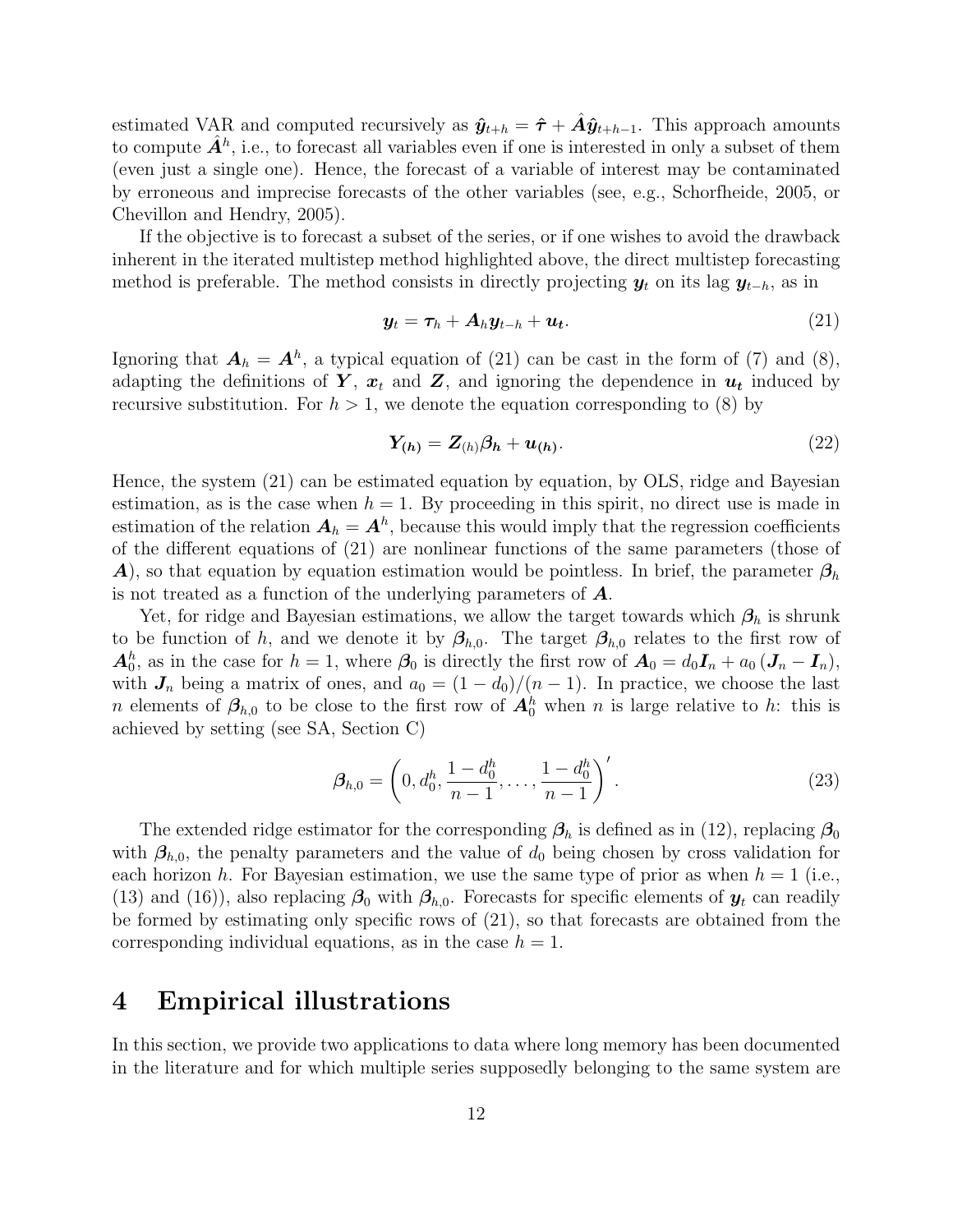estimated VAR and computed recursively as $\hat{\boldsymbol{y}}_{t+h} = \hat{\boldsymbol{\tau}} + \hat{\boldsymbol{A}}\hat{\boldsymbol{y}}_{t+h-1}$. This approach amounts to compute $\hat{\boldsymbol{A}}^h$, i.e., to forecast all variables even if one is interested in only a subset of them (even just a single one). Hence, the forecast of a variable of interest may be contaminated by erroneous and imprecise forecasts of the other variables (see, e.g., Schorfheide, 2005, or Chevillon and Hendry, 2005).

If the objective is to forecast a subset of the series, or if one wishes to avoid the drawback inherent in the iterated multistep method highlighted above, the direct multistep forecasting method is preferable. The method consists in directly projecting $\boldsymbol{y}_t$ on its lag $\boldsymbol{y}_{t-h}$, as in

$$\boldsymbol{y}_t = \boldsymbol{\tau}_h + \boldsymbol{A}_h \boldsymbol{y}_{t-h} + \boldsymbol{u}_t. \tag{21}$$

Ignoring that $\boldsymbol{A}_h = \boldsymbol{A}^h$, a typical equation of (21) can be cast in the form of (7) and (8), adapting the definitions of $\boldsymbol{Y}$, $\boldsymbol{x}_t$ and $\boldsymbol{Z}$, and ignoring the dependence in $\boldsymbol{u}_t$ induced by recursive substitution. For $h > 1$, we denote the equation corresponding to (8) by

$$\boldsymbol{Y}_{(h)} = \boldsymbol{Z}_{(h)}\boldsymbol{\beta}_h + \boldsymbol{u}_{(h)}. \tag{22}$$

Hence, the system (21) can be estimated equation by equation, by OLS, ridge and Bayesian estimation, as is the case when $h = 1$. By proceeding in this spirit, no direct use is made in estimation of the relation $\boldsymbol{A}_h = \boldsymbol{A}^h$, because this would imply that the regression coefficients of the different equations of (21) are nonlinear functions of the same parameters (those of $\boldsymbol{A}$), so that equation by equation estimation would be pointless. In brief, the parameter $\boldsymbol{\beta}_h$ is not treated as a function of the underlying parameters of $\boldsymbol{A}$.

Yet, for ridge and Bayesian estimations, we allow the target towards which $\boldsymbol{\beta}_h$ is shrunk to be function of $h$, and we denote it by $\boldsymbol{\beta}_{h,0}$. The target $\boldsymbol{\beta}_{h,0}$ relates to the first row of $\boldsymbol{A}_0^h$, as in the case for $h = 1$, where $\boldsymbol{\beta}_0$ is directly the first row of $\boldsymbol{A}_0 = d_0 \boldsymbol{I}_n + a_0 (\boldsymbol{J}_n - \boldsymbol{I}_n)$, with $\boldsymbol{J}_n$ being a matrix of ones, and $a_0 = (1 - d_0)/(n - 1)$. In practice, we choose the last $n$ elements of $\boldsymbol{\beta}_{h,0}$ to be close to the first row of $\boldsymbol{A}_0^h$ when $n$ is large relative to $h$: this is achieved by setting (see SA, Section C)

$$\boldsymbol{\beta}_{h,0} = \left(0, d_0^h, \frac{1 - d_0^h}{n - 1}, \ldots, \frac{1 - d_0^h}{n - 1}\right)'. \tag{23}$$

The extended ridge estimator for the corresponding $\boldsymbol{\beta}_h$ is defined as in (12), replacing $\boldsymbol{\beta}_0$ with $\boldsymbol{\beta}_{h,0}$, the penalty parameters and the value of $d_0$ being chosen by cross validation for each horizon $h$. For Bayesian estimation, we use the same type of prior as when $h = 1$ (i.e., (13) and (16)), also replacing $\boldsymbol{\beta}_0$ with $\boldsymbol{\beta}_{h,0}$. Forecasts for specific elements of $\boldsymbol{y}_t$ can readily be formed by estimating only specific rows of (21), so that forecasts are obtained from the corresponding individual equations, as in the case $h = 1$.

# 4 Empirical illustrations

In this section, we provide two applications to data where long memory has been documented in the literature and for which multiple series supposedly belonging to the same system are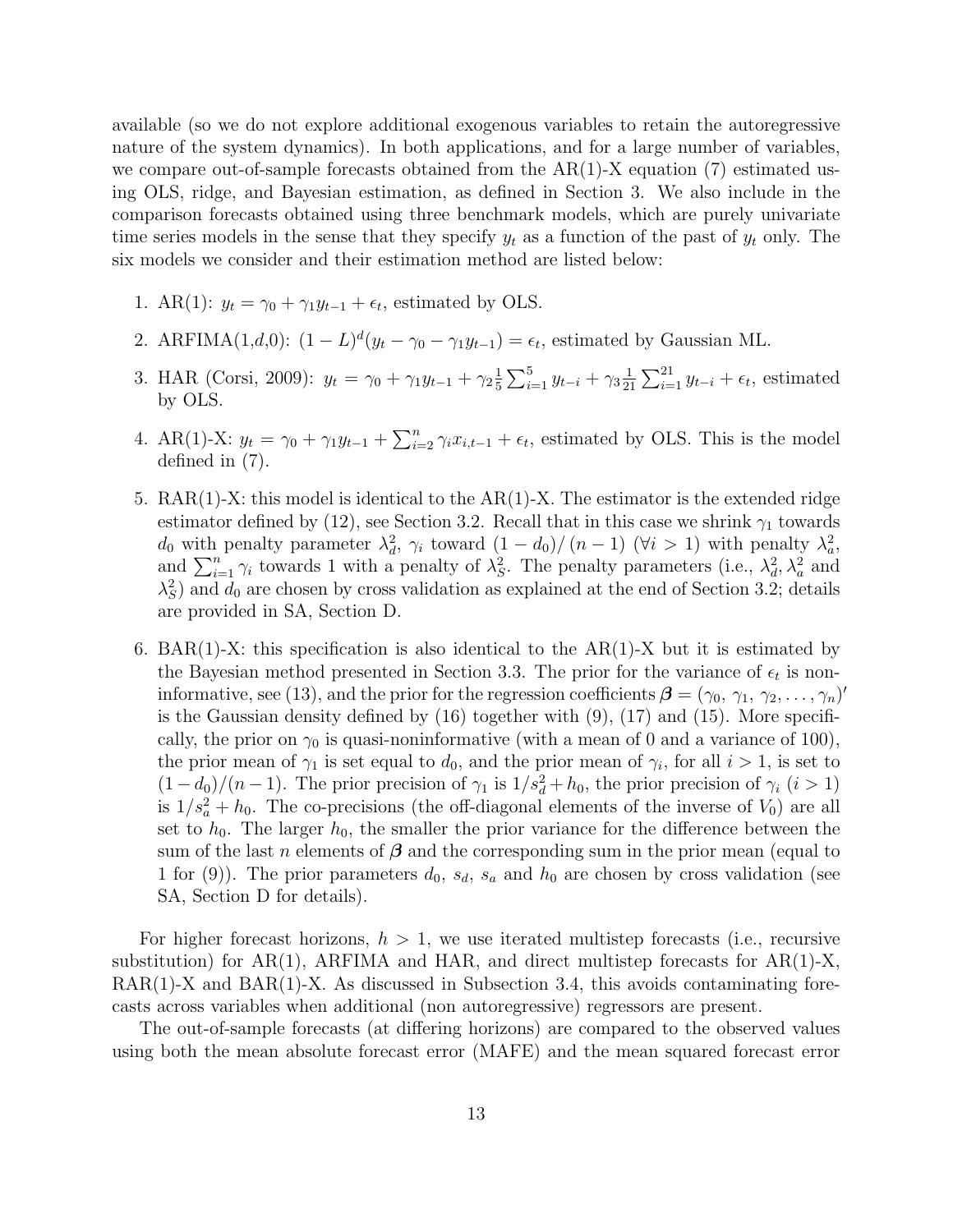available (so we do not explore additional exogenous variables to retain the autoregressive nature of the system dynamics). In both applications, and for a large number of variables, we compare out-of-sample forecasts obtained from the AR(1)-X equation (7) estimated using OLS, ridge, and Bayesian estimation, as defined in Section 3. We also include in the comparison forecasts obtained using three benchmark models, which are purely univariate time series models in the sense that they specify $y_t$ as a function of the past of $y_t$ only. The six models we consider and their estimation method are listed below:

1. AR(1): $y_t = \gamma_0 + \gamma_1 y_{t-1} + \epsilon_t$, estimated by OLS.
2. ARFIMA(1,$d$,0): $(1-L)^d(y_t - \gamma_0 - \gamma_1 y_{t-1}) = \epsilon_t$, estimated by Gaussian ML.
3. HAR (Corsi, 2009): $y_t = \gamma_0 + \gamma_1 y_{t-1} + \gamma_2 \frac{1}{5}\sum_{i=1}^{5} y_{t-i} + \gamma_3 \frac{1}{21}\sum_{i=1}^{21} y_{t-i} + \epsilon_t$, estimated by OLS.
4. AR(1)-X: $y_t = \gamma_0 + \gamma_1 y_{t-1} + \sum_{i=2}^{n} \gamma_i x_{i,t-1} + \epsilon_t$, estimated by OLS. This is the model defined in (7).
5. RAR(1)-X: this model is identical to the AR(1)-X. The estimator is the extended ridge estimator defined by (12), see Section 3.2. Recall that in this case we shrink $\gamma_1$ towards $d_0$ with penalty parameter $\lambda_d^2$, $\gamma_i$ toward $(1-d_0)/(n-1)$ ($\forall i > 1$) with penalty $\lambda_a^2$, and $\sum_{i=1}^{n} \gamma_i$ towards 1 with a penalty of $\lambda_S^2$. The penalty parameters (i.e., $\lambda_d^2, \lambda_a^2$ and $\lambda_S^2$) and $d_0$ are chosen by cross validation as explained at the end of Section 3.2; details are provided in SA, Section D.
6. BAR(1)-X: this specification is also identical to the AR(1)-X but it is estimated by the Bayesian method presented in Section 3.3. The prior for the variance of $\epsilon_t$ is noninformative, see (13), and the prior for the regression coefficients $\boldsymbol{\beta} = (\gamma_0, \gamma_1, \gamma_2, \ldots, \gamma_n)'$ is the Gaussian density defined by (16) together with (9), (17) and (15). More specifically, the prior on $\gamma_0$ is quasi-noninformative (with a mean of 0 and a variance of 100), the prior mean of $\gamma_1$ is set equal to $d_0$, and the prior mean of $\gamma_i$, for all $i > 1$, is set to $(1-d_0)/(n-1)$. The prior precision of $\gamma_1$ is $1/s_d^2 + h_0$, the prior precision of $\gamma_i$ ($i > 1$) is $1/s_a^2 + h_0$. The co-precisions (the off-diagonal elements of the inverse of $V_0$) are all set to $h_0$. The larger $h_0$, the smaller the prior variance for the difference between the sum of the last $n$ elements of $\boldsymbol{\beta}$ and the corresponding sum in the prior mean (equal to 1 for (9)). The prior parameters $d_0$, $s_d$, $s_a$ and $h_0$ are chosen by cross validation (see SA, Section D for details).

For higher forecast horizons, $h > 1$, we use iterated multistep forecasts (i.e., recursive substitution) for AR(1), ARFIMA and HAR, and direct multistep forecasts for AR(1)-X, RAR(1)-X and BAR(1)-X. As discussed in Subsection 3.4, this avoids contaminating forecasts across variables when additional (non autoregressive) regressors are present.

The out-of-sample forecasts (at differing horizons) are compared to the observed values using both the mean absolute forecast error (MAFE) and the mean squared forecast error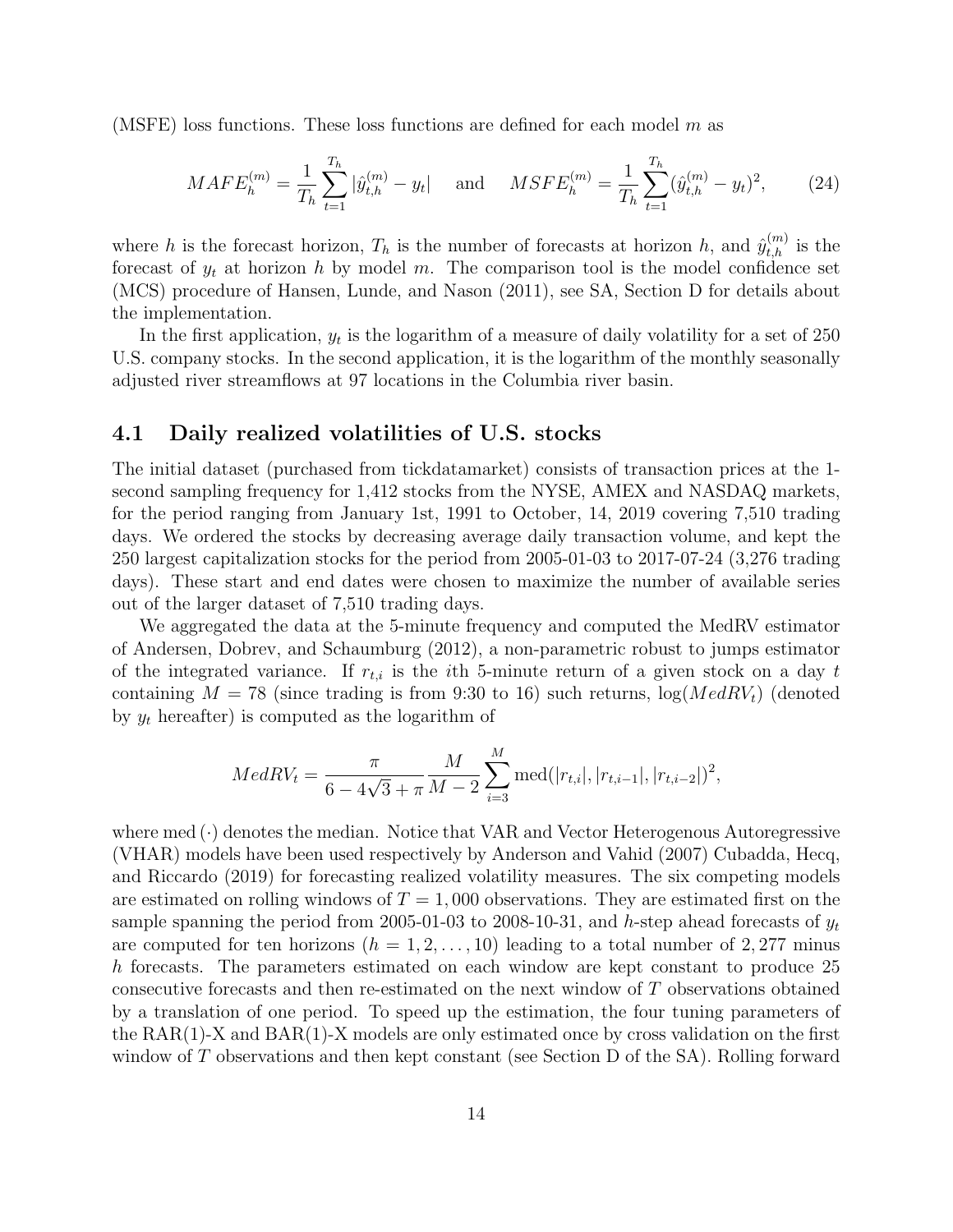(MSFE) loss functions. These loss functions are defined for each model $m$ as

$$MAFE_h^{(m)} = \frac{1}{T_h} \sum_{t=1}^{T_h} |\hat{y}_{t,h}^{(m)} - y_t| \quad \text{and} \quad MSFE_h^{(m)} = \frac{1}{T_h} \sum_{t=1}^{T_h} (\hat{y}_{t,h}^{(m)} - y_t)^2, \tag{24}$$

where $h$ is the forecast horizon, $T_h$ is the number of forecasts at horizon $h$, and $\hat{y}_{t,h}^{(m)}$ is the forecast of $y_t$ at horizon $h$ by model $m$. The comparison tool is the model confidence set (MCS) procedure of Hansen, Lunde, and Nason (2011), see SA, Section D for details about the implementation.

In the first application, $y_t$ is the logarithm of a measure of daily volatility for a set of 250 U.S. company stocks. In the second application, it is the logarithm of the monthly seasonally adjusted river streamflows at 97 locations in the Columbia river basin.

## 4.1 Daily realized volatilities of U.S. stocks

The initial dataset (purchased from tickdatamarket) consists of transaction prices at the 1-second sampling frequency for 1,412 stocks from the NYSE, AMEX and NASDAQ markets, for the period ranging from January 1st, 1991 to October, 14, 2019 covering 7,510 trading days. We ordered the stocks by decreasing average daily transaction volume, and kept the 250 largest capitalization stocks for the period from 2005-01-03 to 2017-07-24 (3,276 trading days). These start and end dates were chosen to maximize the number of available series out of the larger dataset of 7,510 trading days.

We aggregated the data at the 5-minute frequency and computed the MedRV estimator of Andersen, Dobrev, and Schaumburg (2012), a non-parametric robust to jumps estimator of the integrated variance. If $r_{t,i}$ is the $i$th 5-minute return of a given stock on a day $t$ containing $M = 78$ (since trading is from 9:30 to 16) such returns, $\log(MedRV_t)$ (denoted by $y_t$ hereafter) is computed as the logarithm of

$$MedRV_t = \frac{\pi}{6 - 4\sqrt{3} + \pi} \frac{M}{M-2} \sum_{i=3}^{M} \text{med}(|r_{t,i}|, |r_{t,i-1}|, |r_{t,i-2}|)^2,$$

where med $(\cdot)$ denotes the median. Notice that VAR and Vector Heterogenous Autoregressive (VHAR) models have been used respectively by Anderson and Vahid (2007) Cubadda, Hecq, and Riccardo (2019) for forecasting realized volatility measures. The six competing models are estimated on rolling windows of $T = 1,000$ observations. They are estimated first on the sample spanning the period from 2005-01-03 to 2008-10-31, and $h$-step ahead forecasts of $y_t$ are computed for ten horizons ($h = 1, 2, \ldots, 10$) leading to a total number of $2,277$ minus $h$ forecasts. The parameters estimated on each window are kept constant to produce 25 consecutive forecasts and then re-estimated on the next window of $T$ observations obtained by a translation of one period. To speed up the estimation, the four tuning parameters of the RAR(1)-X and BAR(1)-X models are only estimated once by cross validation on the first window of $T$ observations and then kept constant (see Section D of the SA). Rolling forward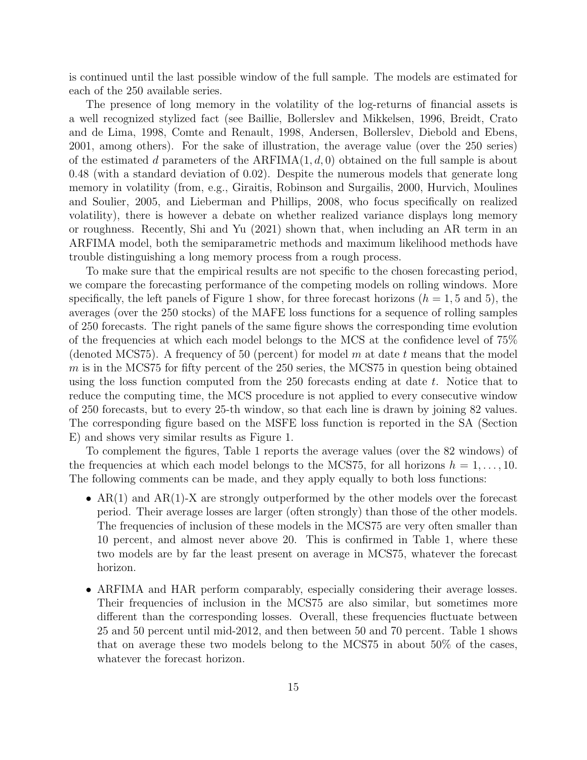is continued until the last possible window of the full sample. The models are estimated for each of the 250 available series.

The presence of long memory in the volatility of the log-returns of financial assets is a well recognized stylized fact (see Baillie, Bollerslev and Mikkelsen, 1996, Breidt, Crato and de Lima, 1998, Comte and Renault, 1998, Andersen, Bollerslev, Diebold and Ebens, 2001, among others). For the sake of illustration, the average value (over the 250 series) of the estimated $d$ parameters of the ARFIMA$(1, d, 0)$ obtained on the full sample is about 0.48 (with a standard deviation of 0.02). Despite the numerous models that generate long memory in volatility (from, e.g., Giraitis, Robinson and Surgailis, 2000, Hurvich, Moulines and Soulier, 2005, and Lieberman and Phillips, 2008, who focus specifically on realized volatility), there is however a debate on whether realized variance displays long memory or roughness. Recently, Shi and Yu (2021) shown that, when including an AR term in an ARFIMA model, both the semiparametric methods and maximum likelihood methods have trouble distinguishing a long memory process from a rough process.

To make sure that the empirical results are not specific to the chosen forecasting period, we compare the forecasting performance of the competing models on rolling windows. More specifically, the left panels of Figure 1 show, for three forecast horizons ($h = 1, 5$ and 5), the averages (over the 250 stocks) of the MAFE loss functions for a sequence of rolling samples of 250 forecasts. The right panels of the same figure shows the corresponding time evolution of the frequencies at which each model belongs to the MCS at the confidence level of 75% (denoted MCS75). A frequency of 50 (percent) for model $m$ at date $t$ means that the model $m$ is in the MCS75 for fifty percent of the 250 series, the MCS75 in question being obtained using the loss function computed from the 250 forecasts ending at date $t$. Notice that to reduce the computing time, the MCS procedure is not applied to every consecutive window of 250 forecasts, but to every 25-th window, so that each line is drawn by joining 82 values. The corresponding figure based on the MSFE loss function is reported in the SA (Section E) and shows very similar results as Figure 1.

To complement the figures, Table 1 reports the average values (over the 82 windows) of the frequencies at which each model belongs to the MCS75, for all horizons $h = 1, \ldots, 10$. The following comments can be made, and they apply equally to both loss functions:

- AR(1) and AR(1)-X are strongly outperformed by the other models over the forecast period. Their average losses are larger (often strongly) than those of the other models. The frequencies of inclusion of these models in the MCS75 are very often smaller than 10 percent, and almost never above 20. This is confirmed in Table 1, where these two models are by far the least present on average in MCS75, whatever the forecast horizon.
- ARFIMA and HAR perform comparably, especially considering their average losses. Their frequencies of inclusion in the MCS75 are also similar, but sometimes more different than the corresponding losses. Overall, these frequencies fluctuate between 25 and 50 percent until mid-2012, and then between 50 and 70 percent. Table 1 shows that on average these two models belong to the MCS75 in about 50% of the cases, whatever the forecast horizon.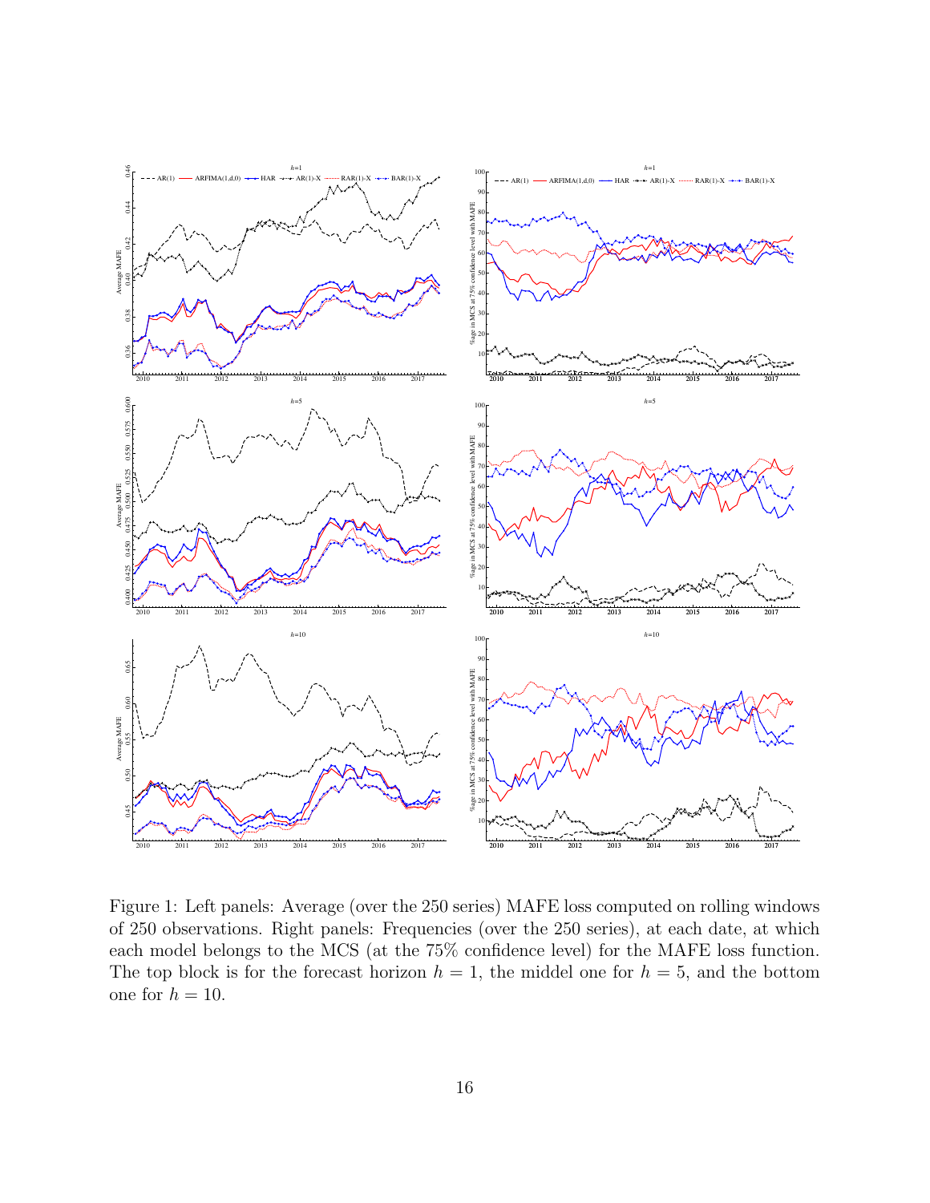Figure 1: Left panels: Average (over the 250 series) MAFE loss computed on rolling windows of 250 observations. Right panels: Frequencies (over the 250 series), at each date, at which each model belongs to the MCS (at the 75% confidence level) for the MAFE loss function. The top block is for the forecast horizon $h = 1$, the middel one for $h = 5$, and the bottom one for $h = 10$.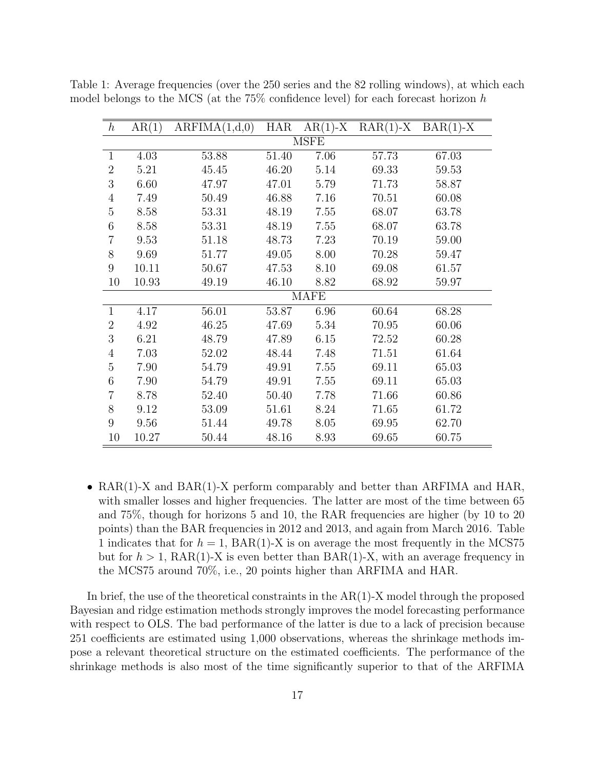Table 1: Average frequencies (over the 250 series and the 82 rolling windows), at which each model belongs to the MCS (at the 75% confidence level) for each forecast horizon $h$

| $h$ | AR(1) | ARFIMA(1,d,0) | HAR | AR(1)-X | RAR(1)-X | BAR(1)-X |
|---|---|---|---|---|---|---|
| | | | | MSFE | | |
| 1 | 4.03 | 53.88 | 51.40 | 7.06 | 57.73 | 67.03 |
| 2 | 5.21 | 45.45 | 46.20 | 5.14 | 69.33 | 59.53 |
| 3 | 6.60 | 47.97 | 47.01 | 5.79 | 71.73 | 58.87 |
| 4 | 7.49 | 50.49 | 46.88 | 7.16 | 70.51 | 60.08 |
| 5 | 8.58 | 53.31 | 48.19 | 7.55 | 68.07 | 63.78 |
| 6 | 8.58 | 53.31 | 48.19 | 7.55 | 68.07 | 63.78 |
| 7 | 9.53 | 51.18 | 48.73 | 7.23 | 70.19 | 59.00 |
| 8 | 9.69 | 51.77 | 49.05 | 8.00 | 70.28 | 59.47 |
| 9 | 10.11 | 50.67 | 47.53 | 8.10 | 69.08 | 61.57 |
| 10 | 10.93 | 49.19 | 46.10 | 8.82 | 68.92 | 59.97 |
| | | | | MAFE | | |
| 1 | 4.17 | 56.01 | 53.87 | 6.96 | 60.64 | 68.28 |
| 2 | 4.92 | 46.25 | 47.69 | 5.34 | 70.95 | 60.06 |
| 3 | 6.21 | 48.79 | 47.89 | 6.15 | 72.52 | 60.28 |
| 4 | 7.03 | 52.02 | 48.44 | 7.48 | 71.51 | 61.64 |
| 5 | 7.90 | 54.79 | 49.91 | 7.55 | 69.11 | 65.03 |
| 6 | 7.90 | 54.79 | 49.91 | 7.55 | 69.11 | 65.03 |
| 7 | 8.78 | 52.40 | 50.40 | 7.78 | 71.66 | 60.86 |
| 8 | 9.12 | 53.09 | 51.61 | 8.24 | 71.65 | 61.72 |
| 9 | 9.56 | 51.44 | 49.78 | 8.05 | 69.95 | 62.70 |
| 10 | 10.27 | 50.44 | 48.16 | 8.93 | 69.65 | 60.75 |

- RAR(1)-X and BAR(1)-X perform comparably and better than ARFIMA and HAR, with smaller losses and higher frequencies. The latter are most of the time between 65 and 75%, though for horizons 5 and 10, the RAR frequencies are higher (by 10 to 20 points) than the BAR frequencies in 2012 and 2013, and again from March 2016. Table 1 indicates that for $h = 1$, BAR(1)-X is on average the most frequently in the MCS75 but for $h > 1$, RAR(1)-X is even better than BAR(1)-X, with an average frequency in the MCS75 around 70%, i.e., 20 points higher than ARFIMA and HAR.

In brief, the use of the theoretical constraints in the AR(1)-X model through the proposed Bayesian and ridge estimation methods strongly improves the model forecasting performance with respect to OLS. The bad performance of the latter is due to a lack of precision because 251 coefficients are estimated using 1,000 observations, whereas the shrinkage methods impose a relevant theoretical structure on the estimated coefficients. The performance of the shrinkage methods is also most of the time significantly superior to that of the ARFIMA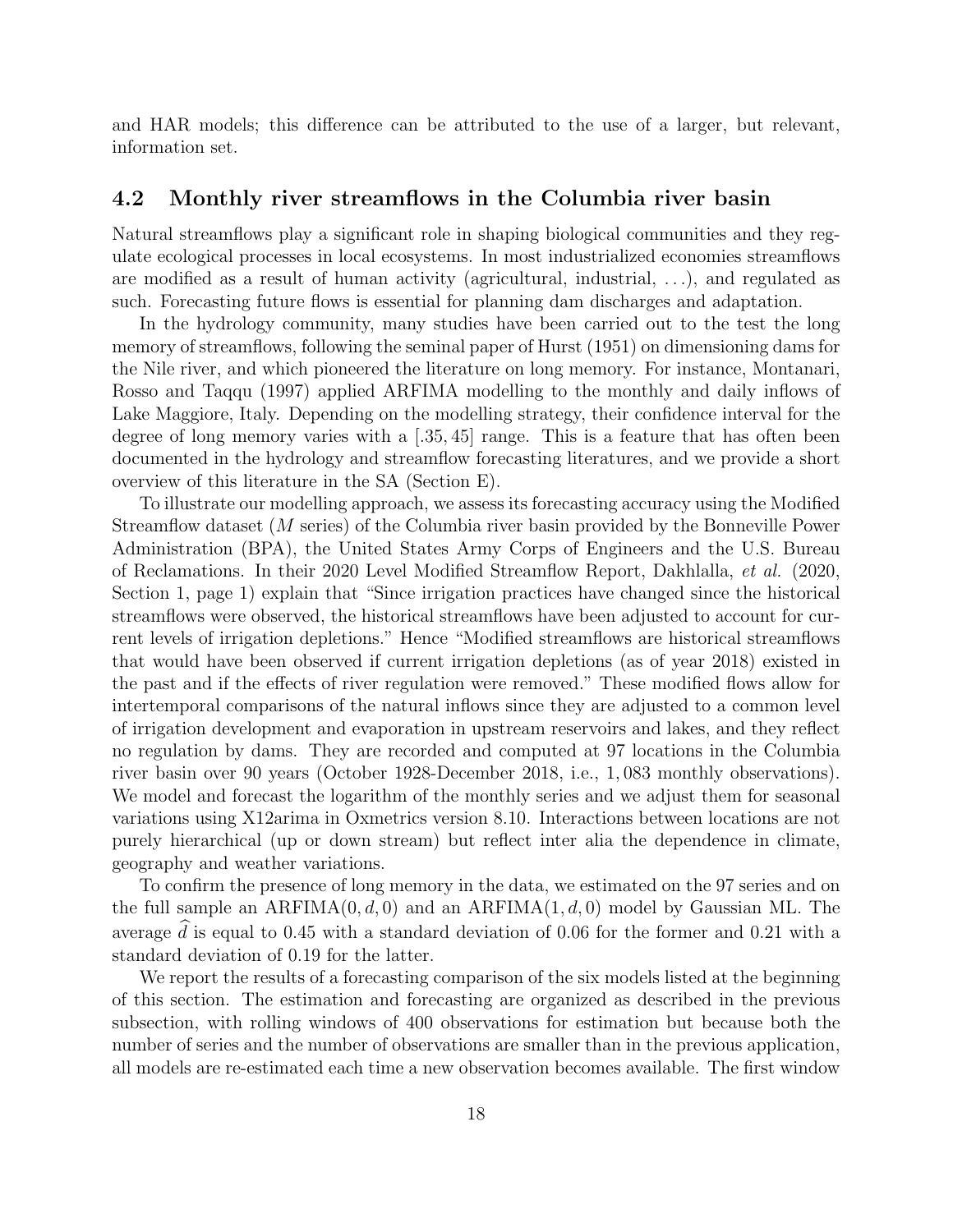and HAR models; this difference can be attributed to the use of a larger, but relevant, information set.

## 4.2 Monthly river streamflows in the Columbia river basin

Natural streamflows play a significant role in shaping biological communities and they regulate ecological processes in local ecosystems. In most industrialized economies streamflows are modified as a result of human activity (agricultural, industrial, ...), and regulated as such. Forecasting future flows is essential for planning dam discharges and adaptation.

In the hydrology community, many studies have been carried out to the test the long memory of streamflows, following the seminal paper of Hurst (1951) on dimensioning dams for the Nile river, and which pioneered the literature on long memory. For instance, Montanari, Rosso and Taqqu (1997) applied ARFIMA modelling to the monthly and daily inflows of Lake Maggiore, Italy. Depending on the modelling strategy, their confidence interval for the degree of long memory varies with a $[.35, 45]$ range. This is a feature that has often been documented in the hydrology and streamflow forecasting literatures, and we provide a short overview of this literature in the SA (Section E).

To illustrate our modelling approach, we assess its forecasting accuracy using the Modified Streamflow dataset ($M$ series) of the Columbia river basin provided by the Bonneville Power Administration (BPA), the United States Army Corps of Engineers and the U.S. Bureau of Reclamations. In their 2020 Level Modified Streamflow Report, Dakhlalla, *et al.* (2020, Section 1, page 1) explain that "Since irrigation practices have changed since the historical streamflows were observed, the historical streamflows have been adjusted to account for current levels of irrigation depletions." Hence "Modified streamflows are historical streamflows that would have been observed if current irrigation depletions (as of year 2018) existed in the past and if the effects of river regulation were removed." These modified flows allow for intertemporal comparisons of the natural inflows since they are adjusted to a common level of irrigation development and evaporation in upstream reservoirs and lakes, and they reflect no regulation by dams. They are recorded and computed at 97 locations in the Columbia river basin over 90 years (October 1928-December 2018, i.e., 1,083 monthly observations). We model and forecast the logarithm of the monthly series and we adjust them for seasonal variations using X12arima in Oxmetrics version 8.10. Interactions between locations are not purely hierarchical (up or down stream) but reflect inter alia the dependence in climate, geography and weather variations.

To confirm the presence of long memory in the data, we estimated on the 97 series and on the full sample an ARFIMA$(0, d, 0)$ and an ARFIMA$(1, d, 0)$ model by Gaussian ML. The average $\widehat{d}$ is equal to 0.45 with a standard deviation of 0.06 for the former and 0.21 with a standard deviation of 0.19 for the latter.

We report the results of a forecasting comparison of the six models listed at the beginning of this section. The estimation and forecasting are organized as described in the previous subsection, with rolling windows of 400 observations for estimation but because both the number of series and the number of observations are smaller than in the previous application, all models are re-estimated each time a new observation becomes available. The first window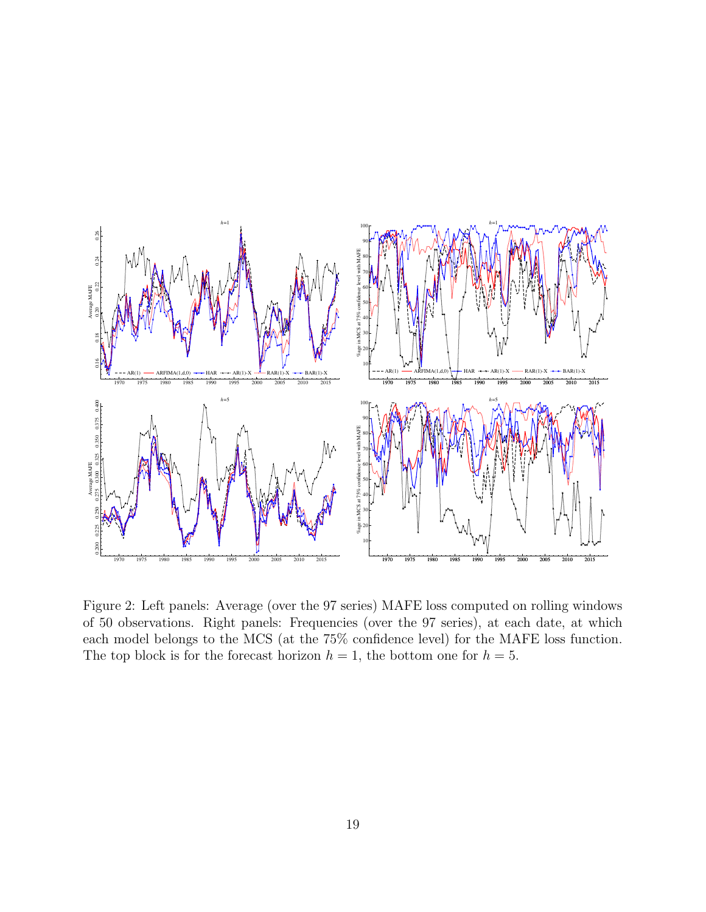Figure 2: Left panels: Average (over the 97 series) MAFE loss computed on rolling windows of 50 observations. Right panels: Frequencies (over the 97 series), at each date, at which each model belongs to the MCS (at the 75% confidence level) for the MAFE loss function. The top block is for the forecast horizon $h = 1$, the bottom one for $h = 5$.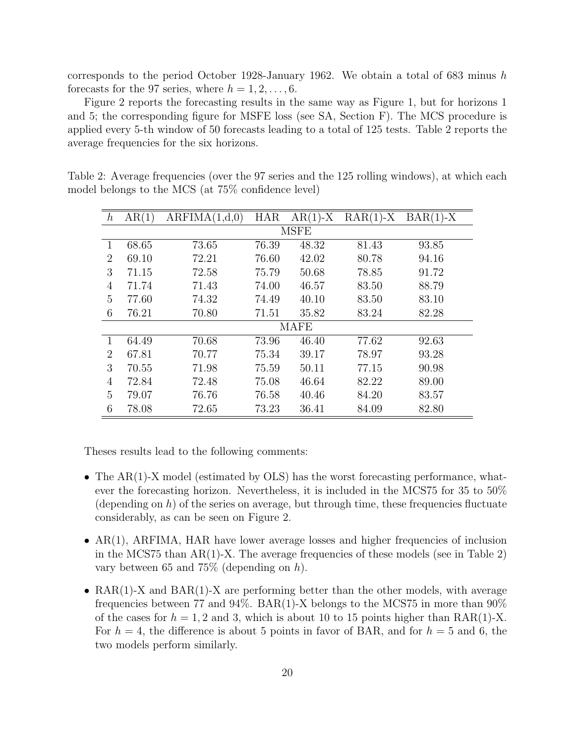corresponds to the period October 1928-January 1962. We obtain a total of 683 minus $h$ forecasts for the 97 series, where $h = 1, 2, \ldots, 6$.

Figure 2 reports the forecasting results in the same way as Figure 1, but for horizons 1 and 5; the corresponding figure for MSFE loss (see SA, Section F). The MCS procedure is applied every 5-th window of 50 forecasts leading to a total of 125 tests. Table 2 reports the average frequencies for the six horizons.

Table 2: Average frequencies (over the 97 series and the 125 rolling windows), at which each model belongs to the MCS (at 75% confidence level)

| $h$ | AR(1) | ARFIMA(1,d,0) | HAR | AR(1)-X | RAR(1)-X | BAR(1)-X |
|---|---|---|---|---|---|---|
| | | | MSFE | | | |
| 1 | 68.65 | 73.65 | 76.39 | 48.32 | 81.43 | 93.85 |
| 2 | 69.10 | 72.21 | 76.60 | 42.02 | 80.78 | 94.16 |
| 3 | 71.15 | 72.58 | 75.79 | 50.68 | 78.85 | 91.72 |
| 4 | 71.74 | 71.43 | 74.00 | 46.57 | 83.50 | 88.79 |
| 5 | 77.60 | 74.32 | 74.49 | 40.10 | 83.50 | 83.10 |
| 6 | 76.21 | 70.80 | 71.51 | 35.82 | 83.24 | 82.28 |
| | | | MAFE | | | |
| 1 | 64.49 | 70.68 | 73.96 | 46.40 | 77.62 | 92.63 |
| 2 | 67.81 | 70.77 | 75.34 | 39.17 | 78.97 | 93.28 |
| 3 | 70.55 | 71.98 | 75.59 | 50.11 | 77.15 | 90.98 |
| 4 | 72.84 | 72.48 | 75.08 | 46.64 | 82.22 | 89.00 |
| 5 | 79.07 | 76.76 | 76.58 | 40.46 | 84.20 | 83.57 |
| 6 | 78.08 | 72.65 | 73.23 | 36.41 | 84.09 | 82.80 |

Theses results lead to the following comments:

- The AR(1)-X model (estimated by OLS) has the worst forecasting performance, whatever the forecasting horizon. Nevertheless, it is included in the MCS75 for 35 to 50% (depending on $h$) of the series on average, but through time, these frequencies fluctuate considerably, as can be seen on Figure 2.
- AR(1), ARFIMA, HAR have lower average losses and higher frequencies of inclusion in the MCS75 than AR(1)-X. The average frequencies of these models (see in Table 2) vary between 65 and 75% (depending on $h$).
- RAR(1)-X and BAR(1)-X are performing better than the other models, with average frequencies between 77 and 94%. BAR(1)-X belongs to the MCS75 in more than 90% of the cases for $h = 1, 2$ and 3, which is about 10 to 15 points higher than RAR(1)-X. For $h = 4$, the difference is about 5 points in favor of BAR, and for $h = 5$ and 6, the two models perform similarly.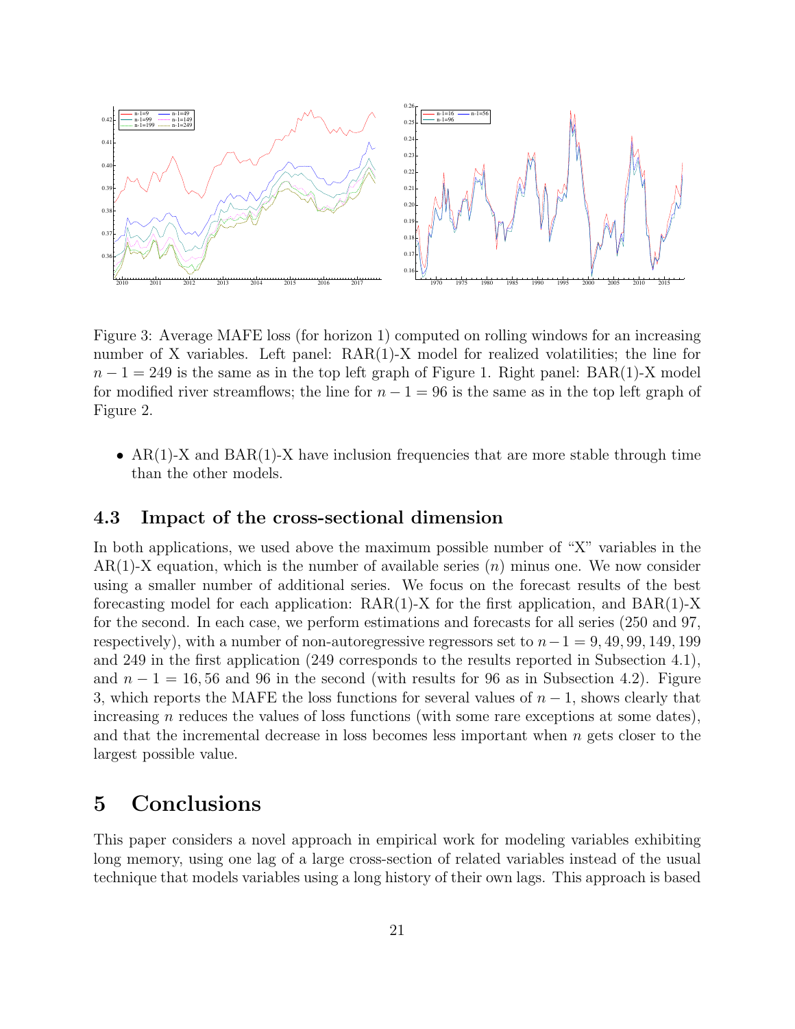Figure 3: Average MAFE loss (for horizon 1) computed on rolling windows for an increasing number of X variables. Left panel: RAR(1)-X model for realized volatilities; the line for $n-1 = 249$ is the same as in the top left graph of Figure 1. Right panel: BAR(1)-X model for modified river streamflows; the line for $n-1 = 96$ is the same as in the top left graph of Figure 2.

- AR(1)-X and BAR(1)-X have inclusion frequencies that are more stable through time than the other models.

### 4.3 Impact of the cross-sectional dimension

In both applications, we used above the maximum possible number of "X" variables in the AR(1)-X equation, which is the number of available series ($n$) minus one. We now consider using a smaller number of additional series. We focus on the forecast results of the best forecasting model for each application: RAR(1)-X for the first application, and BAR(1)-X for the second. In each case, we perform estimations and forecasts for all series (250 and 97, respectively), with a number of non-autoregressive regressors set to $n-1 = 9, 49, 99, 149, 199$ and 249 in the first application (249 corresponds to the results reported in Subsection 4.1), and $n-1 = 16, 56$ and 96 in the second (with results for 96 as in Subsection 4.2). Figure 3, which reports the MAFE the loss functions for several values of $n-1$, shows clearly that increasing $n$ reduces the values of loss functions (with some rare exceptions at some dates), and that the incremental decrease in loss becomes less important when $n$ gets closer to the largest possible value.

# 5 Conclusions

This paper considers a novel approach in empirical work for modeling variables exhibiting long memory, using one lag of a large cross-section of related variables instead of the usual technique that models variables using a long history of their own lags. This approach is based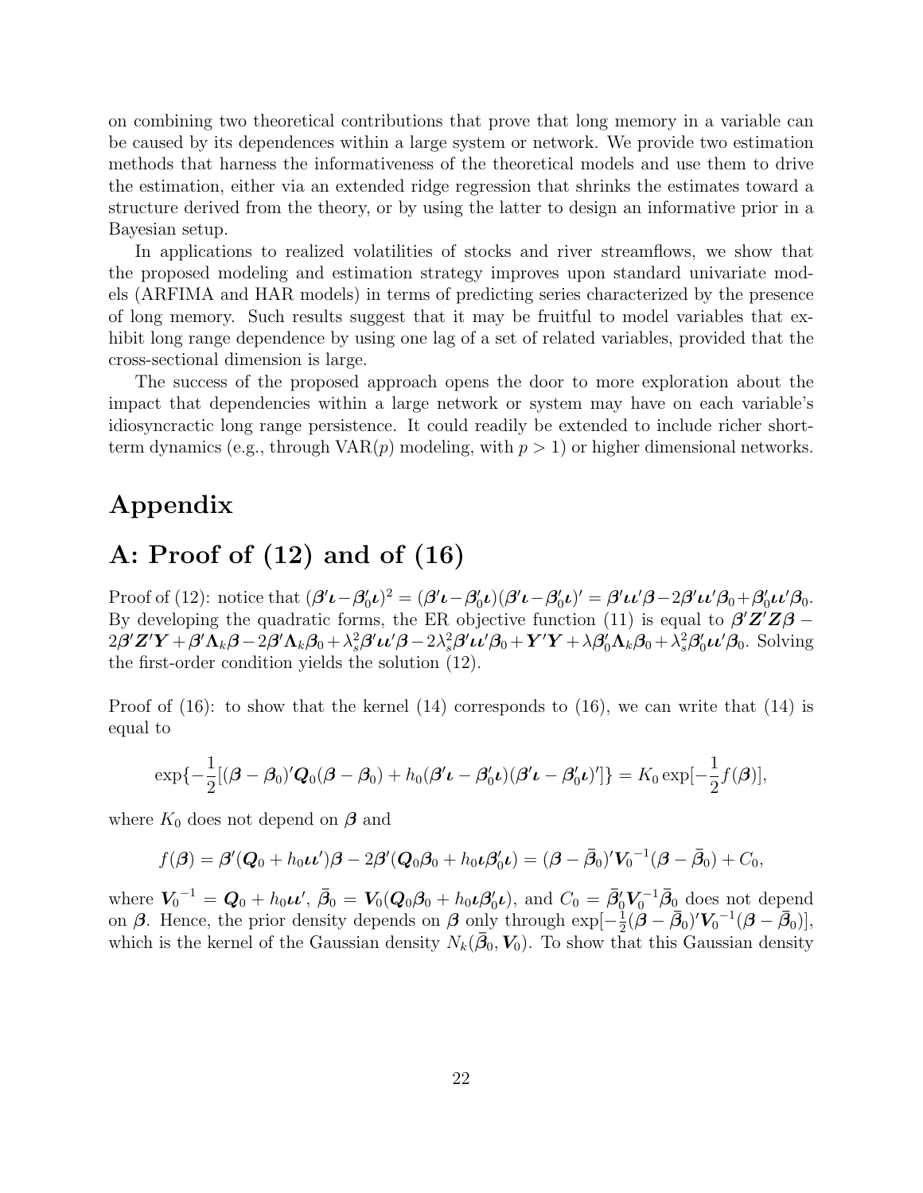on combining two theoretical contributions that prove that long memory in a variable can be caused by its dependences within a large system or network. We provide two estimation methods that harness the informativeness of the theoretical models and use them to drive the estimation, either via an extended ridge regression that shrinks the estimates toward a structure derived from the theory, or by using the latter to design an informative prior in a Bayesian setup.

In applications to realized volatilities of stocks and river streamflows, we show that the proposed modeling and estimation strategy improves upon standard univariate models (ARFIMA and HAR models) in terms of predicting series characterized by the presence of long memory. Such results suggest that it may be fruitful to model variables that exhibit long range dependence by using one lag of a set of related variables, provided that the cross-sectional dimension is large.

The success of the proposed approach opens the door to more exploration about the impact that dependencies within a large network or system may have on each variable's idiosyncractic long range persistence. It could readily be extended to include richer short-term dynamics (e.g., through VAR($p$) modeling, with $p > 1$) or higher dimensional networks.

# Appendix

# A: Proof of (12) and of (16)

Proof of (12): notice that $(\boldsymbol{\beta}'\boldsymbol{\iota} - \boldsymbol{\beta}_0'\boldsymbol{\iota})^2 = (\boldsymbol{\beta}'\boldsymbol{\iota} - \boldsymbol{\beta}_0'\boldsymbol{\iota})(\boldsymbol{\beta}'\boldsymbol{\iota} - \boldsymbol{\beta}_0'\boldsymbol{\iota})' = \boldsymbol{\beta}'\boldsymbol{\iota}\boldsymbol{\iota}'\boldsymbol{\beta} - 2\boldsymbol{\beta}'\boldsymbol{\iota}\boldsymbol{\iota}'\boldsymbol{\beta}_0 + \boldsymbol{\beta}_0'\boldsymbol{\iota}\boldsymbol{\iota}'\boldsymbol{\beta}_0$. By developing the quadratic forms, the ER objective function (11) is equal to $\boldsymbol{\beta}'\boldsymbol{Z}'\boldsymbol{Z}\boldsymbol{\beta} - 2\boldsymbol{\beta}'\boldsymbol{Z}'\boldsymbol{Y} + \boldsymbol{\beta}'\boldsymbol{\Lambda}_k\boldsymbol{\beta} - 2\boldsymbol{\beta}'\boldsymbol{\Lambda}_k\boldsymbol{\beta}_0 + \lambda_s^2\boldsymbol{\beta}'\boldsymbol{\iota}\boldsymbol{\iota}'\boldsymbol{\beta} - 2\lambda_s^2\boldsymbol{\beta}'\boldsymbol{\iota}\boldsymbol{\iota}'\boldsymbol{\beta}_0 + \boldsymbol{Y}'\boldsymbol{Y} + \lambda\boldsymbol{\beta}_0'\boldsymbol{\Lambda}_k\boldsymbol{\beta}_0 + \lambda_s^2\boldsymbol{\beta}_0'\boldsymbol{\iota}\boldsymbol{\iota}'\boldsymbol{\beta}_0$. Solving the first-order condition yields the solution (12).

Proof of (16): to show that the kernel (14) corresponds to (16), we can write that (14) is equal to

$$\exp\{-\frac{1}{2}[(\boldsymbol{\beta} - \boldsymbol{\beta}_0)'\boldsymbol{Q}_0(\boldsymbol{\beta} - \boldsymbol{\beta}_0) + h_0(\boldsymbol{\beta}'\boldsymbol{\iota} - \boldsymbol{\beta}_0'\boldsymbol{\iota})(\boldsymbol{\beta}'\boldsymbol{\iota} - \boldsymbol{\beta}_0'\boldsymbol{\iota})']\} = K_0 \exp[-\frac{1}{2}f(\boldsymbol{\beta})],$$

where $K_0$ does not depend on $\boldsymbol{\beta}$ and

$$f(\boldsymbol{\beta}) = \boldsymbol{\beta}'(\boldsymbol{Q}_0 + h_0\boldsymbol{\iota}\boldsymbol{\iota}')\boldsymbol{\beta} - 2\boldsymbol{\beta}'(\boldsymbol{Q}_0\boldsymbol{\beta}_0 + h_0\boldsymbol{\iota}\boldsymbol{\beta}_0'\boldsymbol{\iota}) = (\boldsymbol{\beta} - \bar{\boldsymbol{\beta}}_0)'\boldsymbol{V}_0^{-1}(\boldsymbol{\beta} - \bar{\boldsymbol{\beta}}_0) + C_0,$$

where $\boldsymbol{V}_0^{-1} = \boldsymbol{Q}_0 + h_0\boldsymbol{\iota}\boldsymbol{\iota}'$, $\bar{\boldsymbol{\beta}}_0 = \boldsymbol{V}_0(\boldsymbol{Q}_0\boldsymbol{\beta}_0 + h_0\boldsymbol{\iota}\boldsymbol{\beta}_0'\boldsymbol{\iota})$, and $C_0 = \bar{\boldsymbol{\beta}}_0'\boldsymbol{V}_0^{-1}\bar{\boldsymbol{\beta}}_0$ does not depend on $\boldsymbol{\beta}$. Hence, the prior density depends on $\boldsymbol{\beta}$ only through $\exp[-\frac{1}{2}(\boldsymbol{\beta} - \bar{\boldsymbol{\beta}}_0)'\boldsymbol{V}_0^{-1}(\boldsymbol{\beta} - \bar{\boldsymbol{\beta}}_0)]$, which is the kernel of the Gaussian density $N_k(\bar{\boldsymbol{\beta}}_0, \boldsymbol{V}_0)$. To show that this Gaussian density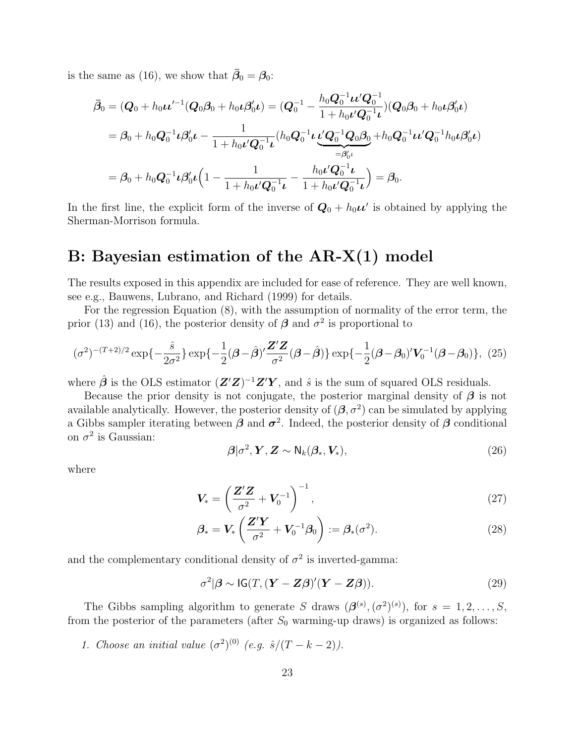is the same as (16), we show that $\bar{\boldsymbol{\beta}}_0 = \boldsymbol{\beta}_0$:

$$
\begin{aligned}
\bar{\boldsymbol{\beta}}_0 &= (\boldsymbol{Q}_0 + h_0 \boldsymbol{\iota}\boldsymbol{\iota}'^{-1}(\boldsymbol{Q}_0\boldsymbol{\beta}_0 + h_0\boldsymbol{\iota}\boldsymbol{\beta}_0'\boldsymbol{\iota}) = (\boldsymbol{Q}_0^{-1} - \frac{h_0 \boldsymbol{Q}_0^{-1}\boldsymbol{\iota}\boldsymbol{\iota}'\boldsymbol{Q}_0^{-1}}{1 + h_0\boldsymbol{\iota}'\boldsymbol{Q}_0^{-1}\boldsymbol{\iota}})(\boldsymbol{Q}_0\boldsymbol{\beta}_0 + h_0\boldsymbol{\iota}\boldsymbol{\beta}_0'\boldsymbol{\iota}) \\
&= \boldsymbol{\beta}_0 + h_0\boldsymbol{Q}_0^{-1}\boldsymbol{\iota}\boldsymbol{\beta}_0'\boldsymbol{\iota} - \frac{1}{1 + h_0\boldsymbol{\iota}'\boldsymbol{Q}_0^{-1}\boldsymbol{\iota}}(h_0\boldsymbol{Q}_0^{-1}\boldsymbol{\iota}\underbrace{\boldsymbol{\iota}'\boldsymbol{Q}_0^{-1}\boldsymbol{Q}_0\boldsymbol{\beta}_0}_{=\boldsymbol{\beta}_0'\boldsymbol{\iota}} + h_0\boldsymbol{Q}_0^{-1}\boldsymbol{\iota}\boldsymbol{\iota}'\boldsymbol{Q}_0^{-1}h_0\boldsymbol{\iota}\boldsymbol{\beta}_0'\boldsymbol{\iota}) \\
&= \boldsymbol{\beta}_0 + h_0\boldsymbol{Q}_0^{-1}\boldsymbol{\iota}\boldsymbol{\beta}_0'\boldsymbol{\iota}\Big(1 - \frac{1}{1 + h_0\boldsymbol{\iota}'\boldsymbol{Q}_0^{-1}\boldsymbol{\iota}} - \frac{h_0\boldsymbol{\iota}'\boldsymbol{Q}_0^{-1}\boldsymbol{\iota}}{1 + h_0\boldsymbol{\iota}'\boldsymbol{Q}_0^{-1}\boldsymbol{\iota}}\Big) = \boldsymbol{\beta}_0.
\end{aligned}
$$

In the first line, the explicit form of the inverse of $\boldsymbol{Q}_0 + h_0\boldsymbol{\iota}\boldsymbol{\iota}'$ is obtained by applying the Sherman-Morrison formula.

# B: Bayesian estimation of the AR-X(1) model

The results exposed in this appendix are included for ease of reference. They are well known, see e.g., Bauwens, Lubrano, and Richard (1999) for details.

For the regression Equation (8), with the assumption of normality of the error term, the prior (13) and (16), the posterior density of $\boldsymbol{\beta}$ and $\sigma^2$ is proportional to

$$
(\sigma^2)^{-(T+2)/2}\exp\{-\frac{\hat{s}}{2\sigma^2}\}\exp\{-\frac{1}{2}(\boldsymbol{\beta}-\hat{\boldsymbol{\beta}})'\frac{\boldsymbol{Z}'\boldsymbol{Z}}{\sigma^2}(\boldsymbol{\beta}-\hat{\boldsymbol{\beta}})\}\exp\{-\frac{1}{2}(\boldsymbol{\beta}-\boldsymbol{\beta}_0)'\boldsymbol{V}_0^{-1}(\boldsymbol{\beta}-\boldsymbol{\beta}_0)\}, \quad (25)
$$

where $\hat{\boldsymbol{\beta}}$ is the OLS estimator $(\boldsymbol{Z}'\boldsymbol{Z})^{-1}\boldsymbol{Z}'\boldsymbol{Y}$, and $\hat{s}$ is the sum of squared OLS residuals.

Because the prior density is not conjugate, the posterior marginal density of $\boldsymbol{\beta}$ is not available analytically. However, the posterior density of $(\boldsymbol{\beta}, \sigma^2)$ can be simulated by applying a Gibbs sampler iterating between $\boldsymbol{\beta}$ and $\boldsymbol{\sigma}^2$. Indeed, the posterior density of $\boldsymbol{\beta}$ conditional on $\sigma^2$ is Gaussian:

$$
\boldsymbol{\beta}|\sigma^2, \boldsymbol{Y}, \boldsymbol{Z} \sim \mathsf{N}_k(\boldsymbol{\beta}_*, \boldsymbol{V}_*), \quad (26)
$$

where

$$
\boldsymbol{V}_* = \left(\frac{\boldsymbol{Z}'\boldsymbol{Z}}{\sigma^2} + \boldsymbol{V}_0^{-1}\right)^{-1}, \quad (27)
$$

$$
\boldsymbol{\beta}_* = \boldsymbol{V}_*\left(\frac{\boldsymbol{Z}'\boldsymbol{Y}}{\sigma^2} + \boldsymbol{V}_0^{-1}\boldsymbol{\beta}_0\right) := \boldsymbol{\beta}_*(\sigma^2). \quad (28)
$$

and the complementary conditional density of $\sigma^2$ is inverted-gamma:

$$
\sigma^2|\boldsymbol{\beta} \sim \mathsf{IG}(T, (\boldsymbol{Y} - \boldsymbol{Z}\boldsymbol{\beta})'(\boldsymbol{Y} - \boldsymbol{Z}\boldsymbol{\beta})). \quad (29)
$$

The Gibbs sampling algorithm to generate $S$ draws $(\boldsymbol{\beta}^{(s)}, (\sigma^2)^{(s)})$, for $s = 1, 2, \ldots, S$, from the posterior of the parameters (after $S_0$ warming-up draws) is organized as follows:

1. *Choose an initial value* $(\sigma^2)^{(0)}$ *(e.g.* $\hat{s}/(T-k-2)$*).*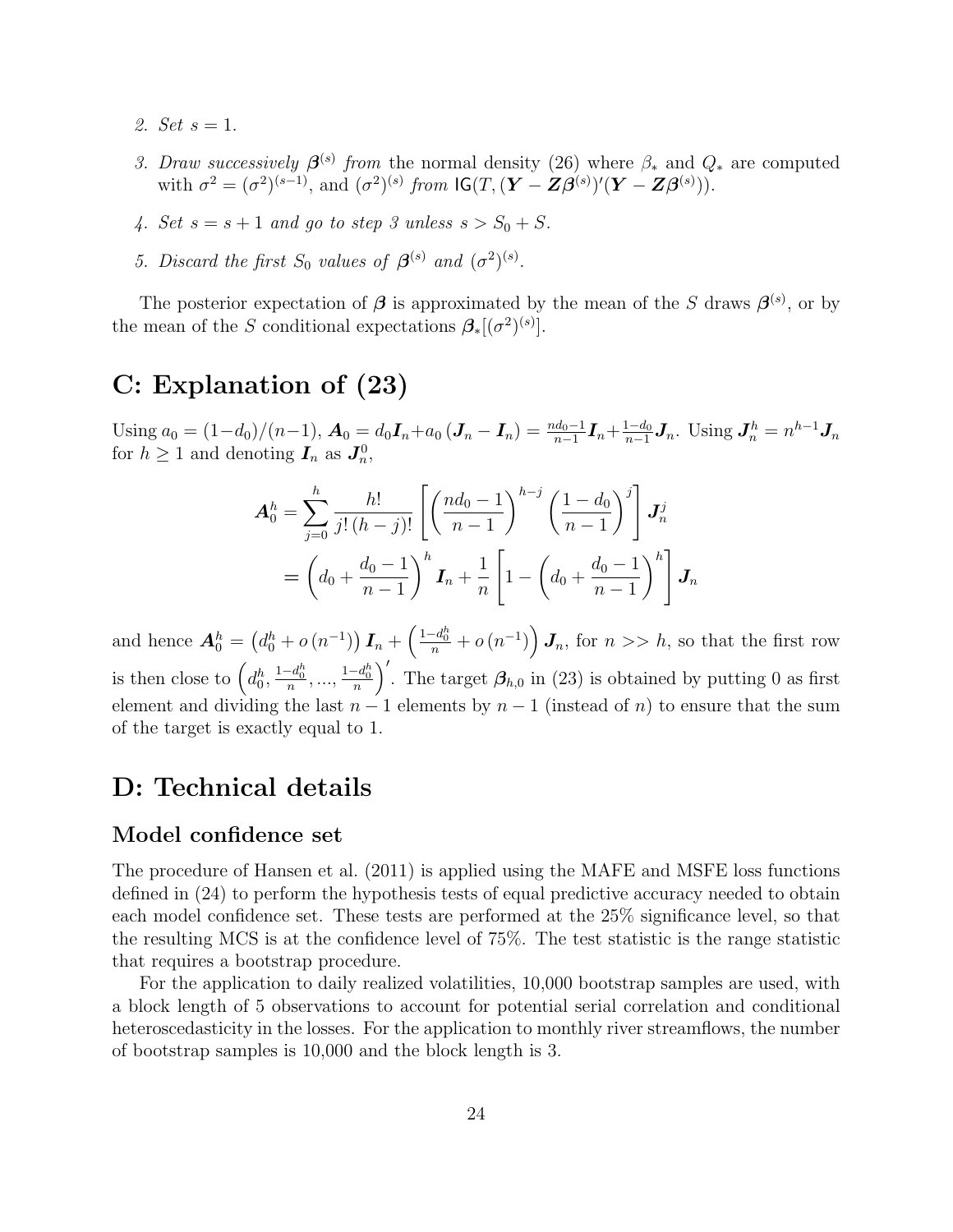2. *Set* $s = 1$.

3. *Draw successively* $\boldsymbol{\beta}^{(s)}$ *from* the normal density (26) where $\beta_*$ and $Q_*$ are computed with $\sigma^2 = (\sigma^2)^{(s-1)}$, and $(\sigma^2)^{(s)}$ *from* $\mathsf{IG}(T, (\boldsymbol{Y} - \boldsymbol{Z}\boldsymbol{\beta}^{(s)})'(\boldsymbol{Y} - \boldsymbol{Z}\boldsymbol{\beta}^{(s)}))$.

4. *Set* $s = s + 1$ *and go to step 3 unless* $s > S_0 + S$.

5. *Discard the first* $S_0$ *values of* $\boldsymbol{\beta}^{(s)}$ *and* $(\sigma^2)^{(s)}$.

The posterior expectation of $\boldsymbol{\beta}$ is approximated by the mean of the $S$ draws $\boldsymbol{\beta}^{(s)}$, or by the mean of the $S$ conditional expectations $\boldsymbol{\beta}_*[(\sigma^2)^{(s)}]$.

# C: Explanation of (23)

Using $a_0 = (1-d_0)/(n-1)$, $\boldsymbol{A}_0 = d_0\boldsymbol{I}_n + a_0(\boldsymbol{J}_n - \boldsymbol{I}_n) = \frac{nd_0-1}{n-1}\boldsymbol{I}_n + \frac{1-d_0}{n-1}\boldsymbol{J}_n$. Using $\boldsymbol{J}_n^h = n^{h-1}\boldsymbol{J}_n$ for $h \geq 1$ and denoting $\boldsymbol{I}_n$ as $\boldsymbol{J}_n^0$,

$$
\begin{aligned}
\boldsymbol{A}_0^h &= \sum_{j=0}^{h} \frac{h!}{j!\,(h-j)!} \left[ \left( \frac{nd_0 - 1}{n-1} \right)^{h-j} \left( \frac{1-d_0}{n-1} \right)^{j} \right] \boldsymbol{J}_n^j \\
&= \left( d_0 + \frac{d_0 - 1}{n-1} \right)^h \boldsymbol{I}_n + \frac{1}{n} \left[ 1 - \left( d_0 + \frac{d_0 - 1}{n-1} \right)^h \right] \boldsymbol{J}_n
\end{aligned}
$$

and hence $\boldsymbol{A}_0^h = \left(d_0^h + o\left(n^{-1}\right)\right)\boldsymbol{I}_n + \left(\frac{1-d_0^h}{n} + o\left(n^{-1}\right)\right)\boldsymbol{J}_n$, for $n >> h$, so that the first row is then close to $\left(d_0^h, \frac{1-d_0^h}{n}, ..., \frac{1-d_0^h}{n}\right)'$. The target $\boldsymbol{\beta}_{h,0}$ in (23) is obtained by putting 0 as first element and dividing the last $n-1$ elements by $n-1$ (instead of $n$) to ensure that the sum of the target is exactly equal to 1.

# D: Technical details

## Model confidence set

The procedure of Hansen et al. (2011) is applied using the MAFE and MSFE loss functions defined in (24) to perform the hypothesis tests of equal predictive accuracy needed to obtain each model confidence set. These tests are performed at the 25% significance level, so that the resulting MCS is at the confidence level of 75%. The test statistic is the range statistic that requires a bootstrap procedure.

For the application to daily realized volatilities, 10,000 bootstrap samples are used, with a block length of 5 observations to account for potential serial correlation and conditional heteroscedasticity in the losses. For the application to monthly river streamflows, the number of bootstrap samples is 10,000 and the block length is 3.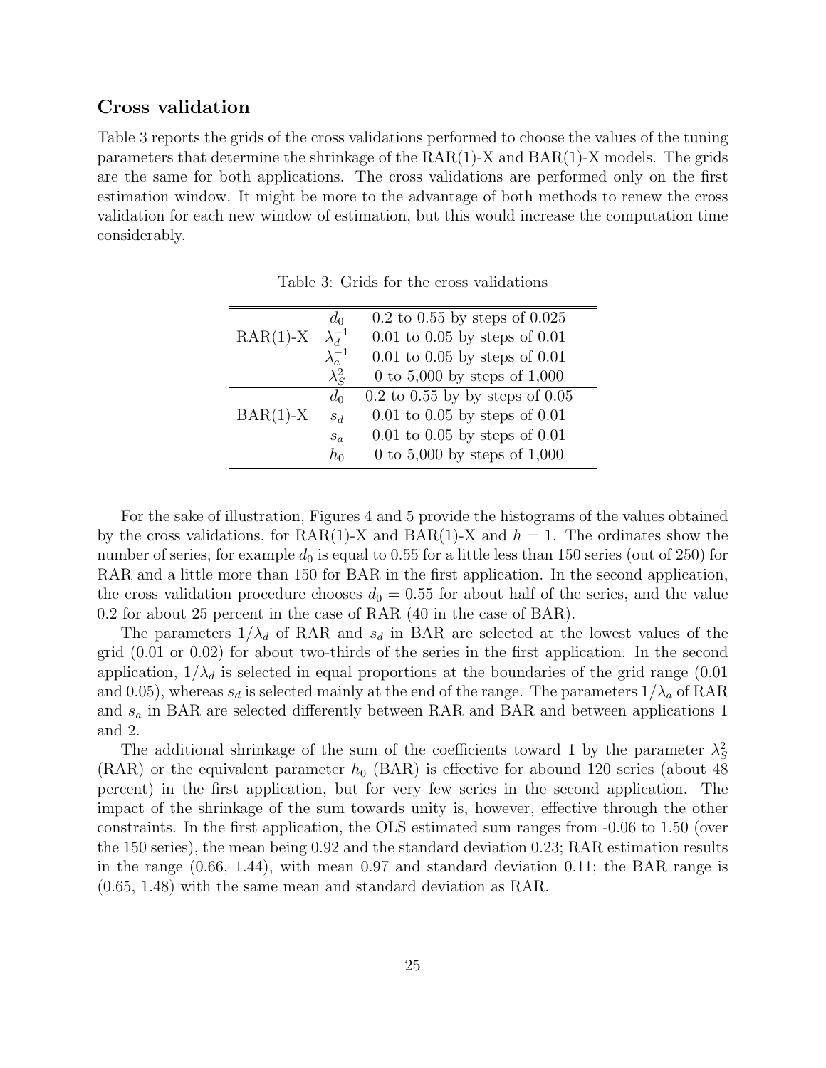## Cross validation

Table 3 reports the grids of the cross validations performed to choose the values of the tuning parameters that determine the shrinkage of the RAR(1)-X and BAR(1)-X models. The grids are the same for both applications. The cross validations are performed only on the first estimation window. It might be more to the advantage of both methods to renew the cross validation for each new window of estimation, but this would increase the computation time considerably.

Table 3: Grids for the cross validations

| | | |
|---|---|---|
| RAR(1)-X | $d_0$ | 0.2 to 0.55 by steps of 0.025 |
| | $\lambda_d^{-1}$ | 0.01 to 0.05 by steps of 0.01 |
| | $\lambda_a^{-1}$ | 0.01 to 0.05 by steps of 0.01 |
| | $\lambda_S^2$ | 0 to 5,000 by steps of 1,000 |
| BAR(1)-X | $d_0$ | 0.2 to 0.55 by by steps of 0.05 |
| | $s_d$ | 0.01 to 0.05 by steps of 0.01 |
| | $s_a$ | 0.01 to 0.05 by steps of 0.01 |
| | $h_0$ | 0 to 5,000 by steps of 1,000 |

For the sake of illustration, Figures 4 and 5 provide the histograms of the values obtained by the cross validations, for RAR(1)-X and BAR(1)-X and $h = 1$. The ordinates show the number of series, for example $d_0$ is equal to 0.55 for a little less than 150 series (out of 250) for RAR and a little more than 150 for BAR in the first application. In the second application, the cross validation procedure chooses $d_0 = 0.55$ for about half of the series, and the value 0.2 for about 25 percent in the case of RAR (40 in the case of BAR).

The parameters $1/\lambda_d$ of RAR and $s_d$ in BAR are selected at the lowest values of the grid (0.01 or 0.02) for about two-thirds of the series in the first application. In the second application, $1/\lambda_d$ is selected in equal proportions at the boundaries of the grid range (0.01 and 0.05), whereas $s_d$ is selected mainly at the end of the range. The parameters $1/\lambda_a$ of RAR and $s_a$ in BAR are selected differently between RAR and BAR and between applications 1 and 2.

The additional shrinkage of the sum of the coefficients toward 1 by the parameter $\lambda_S^2$ (RAR) or the equivalent parameter $h_0$ (BAR) is effective for abound 120 series (about 48 percent) in the first application, but for very few series in the second application. The impact of the shrinkage of the sum towards unity is, however, effective through the other constraints. In the first application, the OLS estimated sum ranges from -0.06 to 1.50 (over the 150 series), the mean being 0.92 and the standard deviation 0.23; RAR estimation results in the range (0.66, 1.44), with mean 0.97 and standard deviation 0.11; the BAR range is (0.65, 1.48) with the same mean and standard deviation as RAR.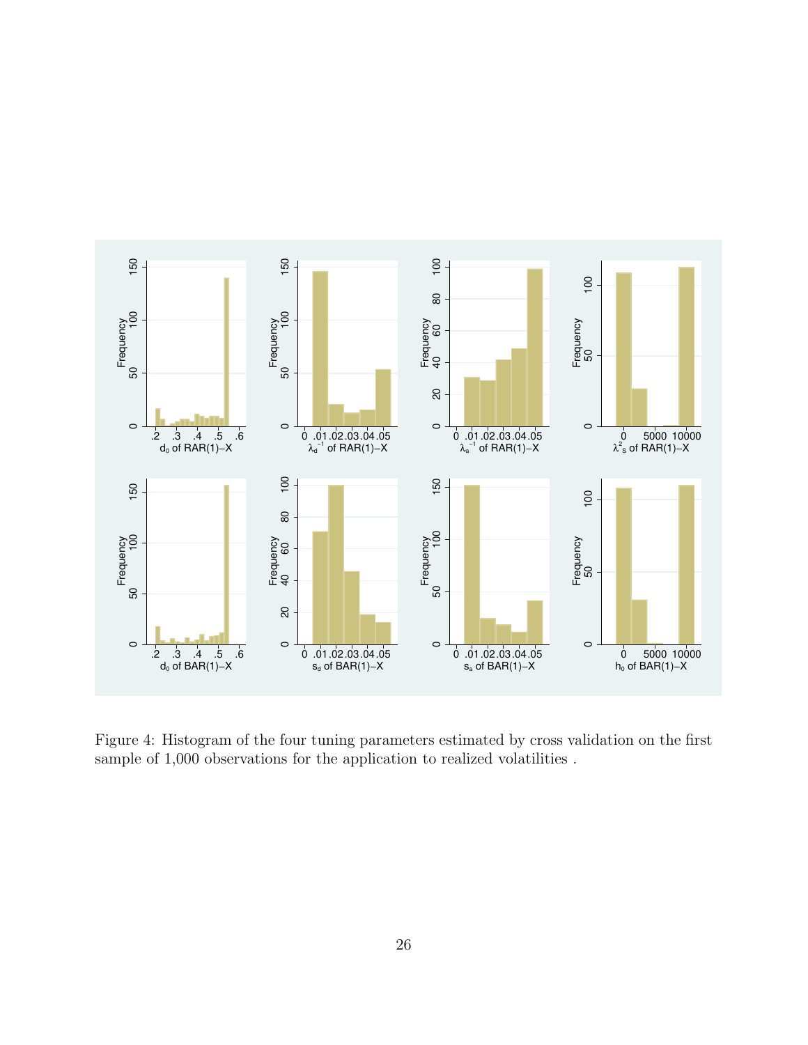Figure 4: Histogram of the four tuning parameters estimated by cross validation on the first sample of 1,000 observations for the application to realized volatilities .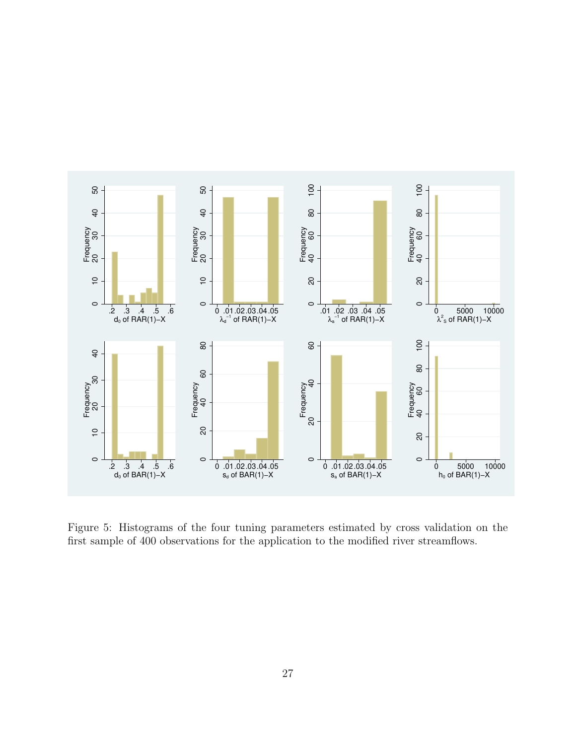Figure 5: Histograms of the four tuning parameters estimated by cross validation on the first sample of 400 observations for the application to the modified river streamflows.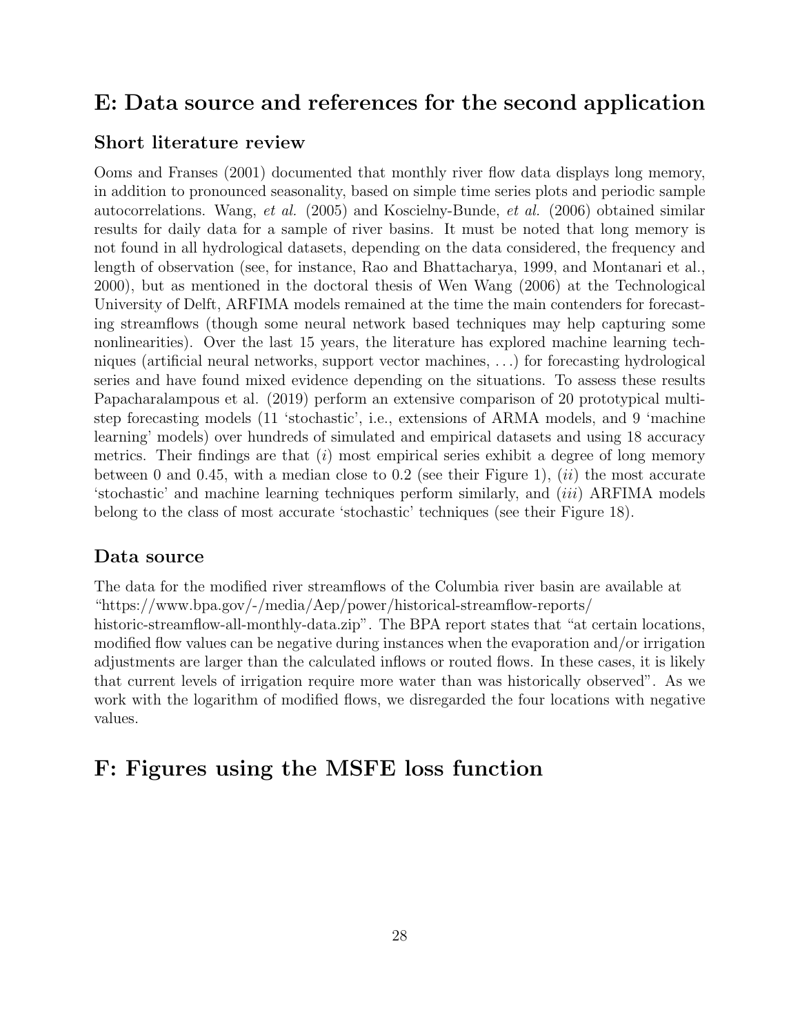# E: Data source and references for the second application

## Short literature review

Ooms and Franses (2001) documented that monthly river flow data displays long memory, in addition to pronounced seasonality, based on simple time series plots and periodic sample autocorrelations. Wang, *et al.* (2005) and Koscielny-Bunde, *et al.* (2006) obtained similar results for daily data for a sample of river basins. It must be noted that long memory is not found in all hydrological datasets, depending on the data considered, the frequency and length of observation (see, for instance, Rao and Bhattacharya, 1999, and Montanari et al., 2000), but as mentioned in the doctoral thesis of Wen Wang (2006) at the Technological University of Delft, ARFIMA models remained at the time the main contenders for forecasting streamflows (though some neural network based techniques may help capturing some nonlinearities). Over the last 15 years, the literature has explored machine learning techniques (artificial neural networks, support vector machines, . . .) for forecasting hydrological series and have found mixed evidence depending on the situations. To assess these results Papacharalampous et al. (2019) perform an extensive comparison of 20 prototypical multi-step forecasting models (11 'stochastic', i.e., extensions of ARMA models, and 9 'machine learning' models) over hundreds of simulated and empirical datasets and using 18 accuracy metrics. Their findings are that (*i*) most empirical series exhibit a degree of long memory between 0 and 0.45, with a median close to 0.2 (see their Figure 1), (*ii*) the most accurate 'stochastic' and machine learning techniques perform similarly, and (*iii*) ARFIMA models belong to the class of most accurate 'stochastic' techniques (see their Figure 18).

## Data source

The data for the modified river streamflows of the Columbia river basin are available at "https://www.bpa.gov/-/media/Aep/power/historical-streamflow-reports/historic-streamflow-all-monthly-data.zip". The BPA report states that "at certain locations, modified flow values can be negative during instances when the evaporation and/or irrigation adjustments are larger than the calculated inflows or routed flows. In these cases, it is likely that current levels of irrigation require more water than was historically observed". As we work with the logarithm of modified flows, we disregarded the four locations with negative values.

# F: Figures using the MSFE loss function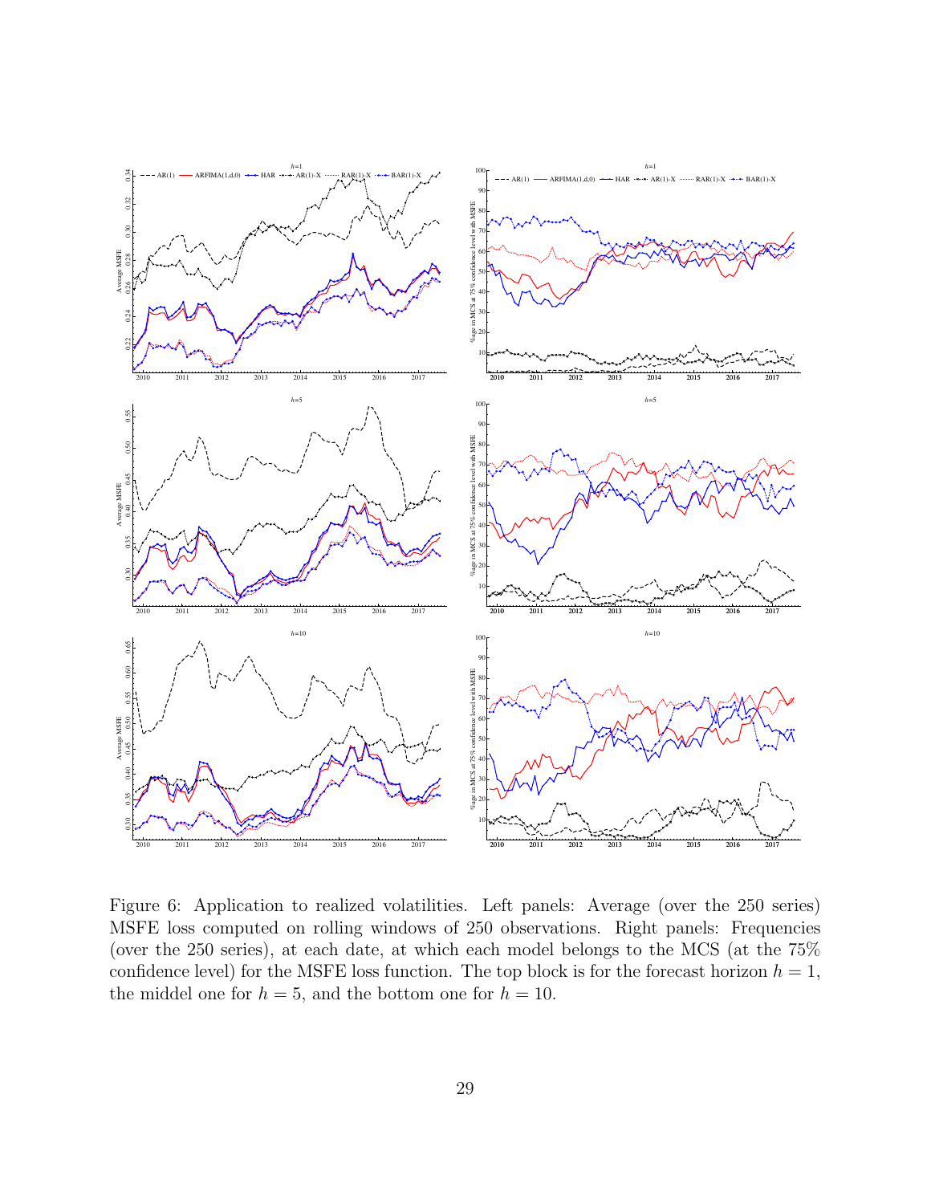Figure 6: Application to realized volatilities. Left panels: Average (over the 250 series) MSFE loss computed on rolling windows of 250 observations. Right panels: Frequencies (over the 250 series), at each date, at which each model belongs to the MCS (at the 75% confidence level) for the MSFE loss function. The top block is for the forecast horizon $h = 1$, the middel one for $h = 5$, and the bottom one for $h = 10$.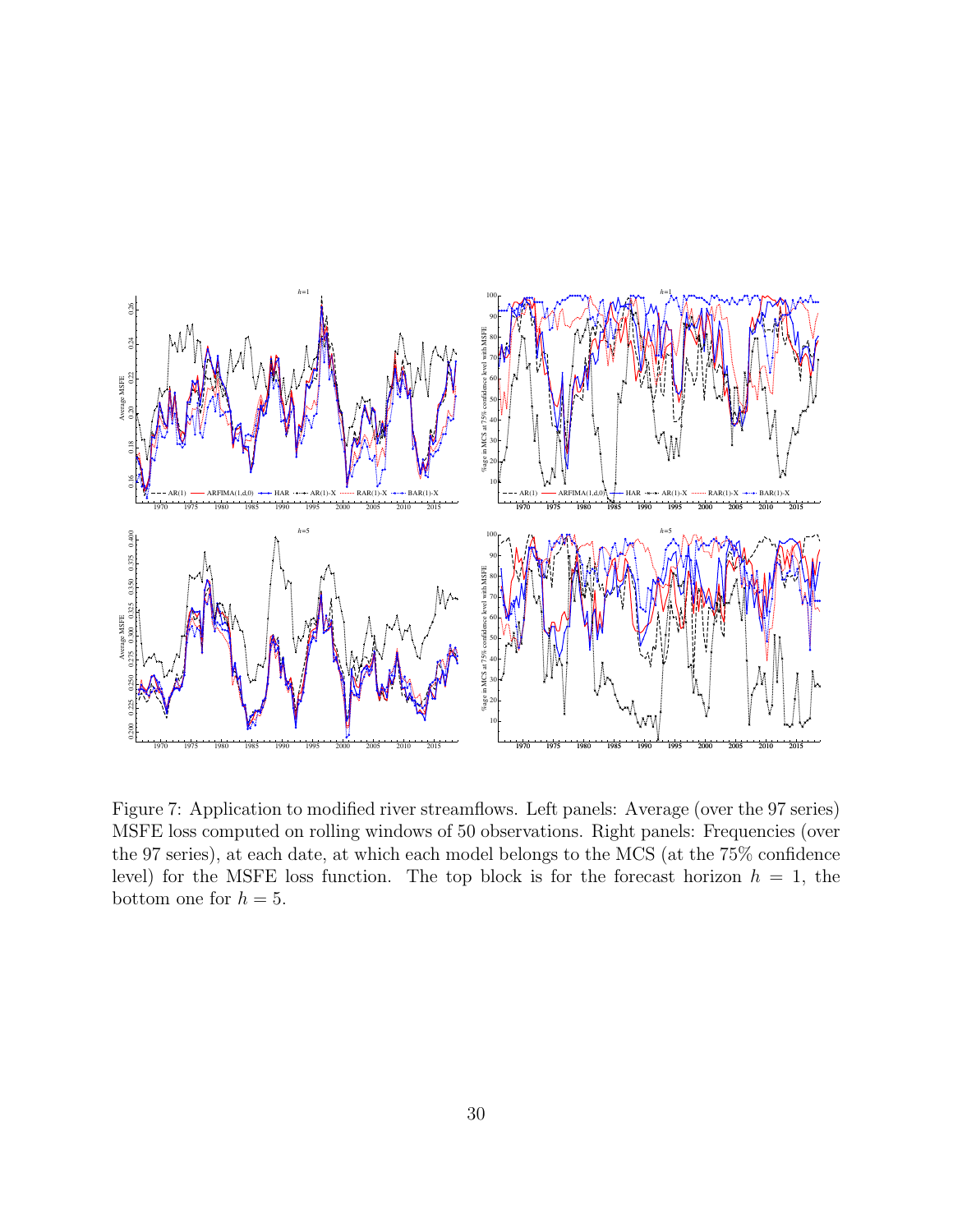Figure 7: Application to modified river streamflows. Left panels: Average (over the 97 series) MSFE loss computed on rolling windows of 50 observations. Right panels: Frequencies (over the 97 series), at each date, at which each model belongs to the MCS (at the 75% confidence level) for the MSFE loss function. The top block is for the forecast horizon $h = 1$, the bottom one for $h = 5$.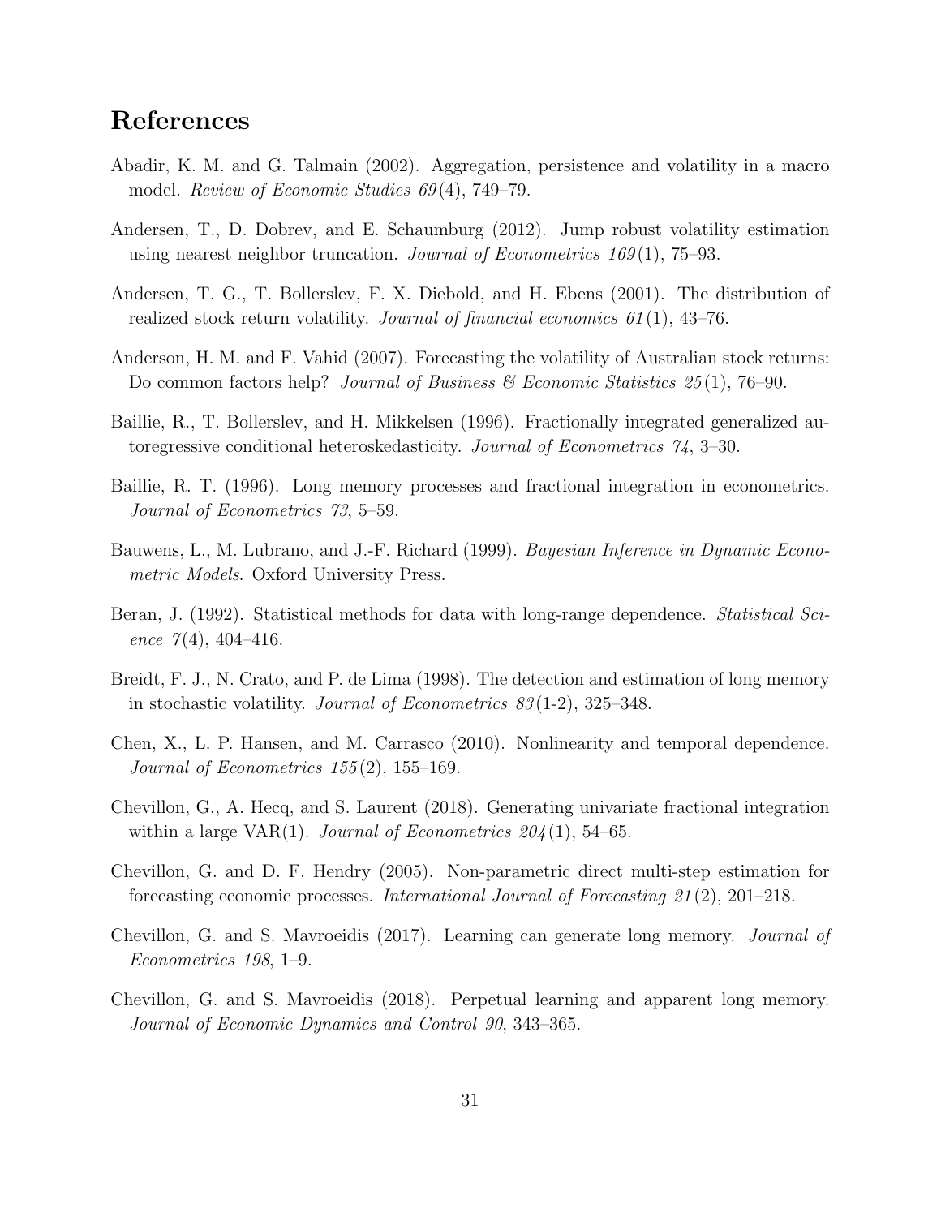## References

Abadir, K. M. and G. Talmain (2002). Aggregation, persistence and volatility in a macro model. *Review of Economic Studies 69*(4), 749–79.

Andersen, T., D. Dobrev, and E. Schaumburg (2012). Jump robust volatility estimation using nearest neighbor truncation. *Journal of Econometrics 169*(1), 75–93.

Andersen, T. G., T. Bollerslev, F. X. Diebold, and H. Ebens (2001). The distribution of realized stock return volatility. *Journal of financial economics 61*(1), 43–76.

Anderson, H. M. and F. Vahid (2007). Forecasting the volatility of Australian stock returns: Do common factors help? *Journal of Business & Economic Statistics 25*(1), 76–90.

Baillie, R., T. Bollerslev, and H. Mikkelsen (1996). Fractionally integrated generalized autoregressive conditional heteroskedasticity. *Journal of Econometrics 74*, 3–30.

Baillie, R. T. (1996). Long memory processes and fractional integration in econometrics. *Journal of Econometrics 73*, 5–59.

Bauwens, L., M. Lubrano, and J.-F. Richard (1999). *Bayesian Inference in Dynamic Econometric Models*. Oxford University Press.

Beran, J. (1992). Statistical methods for data with long-range dependence. *Statistical Science 7*(4), 404–416.

Breidt, F. J., N. Crato, and P. de Lima (1998). The detection and estimation of long memory in stochastic volatility. *Journal of Econometrics 83*(1-2), 325–348.

Chen, X., L. P. Hansen, and M. Carrasco (2010). Nonlinearity and temporal dependence. *Journal of Econometrics 155*(2), 155–169.

Chevillon, G., A. Hecq, and S. Laurent (2018). Generating univariate fractional integration within a large VAR(1). *Journal of Econometrics 204*(1), 54–65.

Chevillon, G. and D. F. Hendry (2005). Non-parametric direct multi-step estimation for forecasting economic processes. *International Journal of Forecasting 21*(2), 201–218.

Chevillon, G. and S. Mavroeidis (2017). Learning can generate long memory. *Journal of Econometrics 198*, 1–9.

Chevillon, G. and S. Mavroeidis (2018). Perpetual learning and apparent long memory. *Journal of Economic Dynamics and Control 90*, 343–365.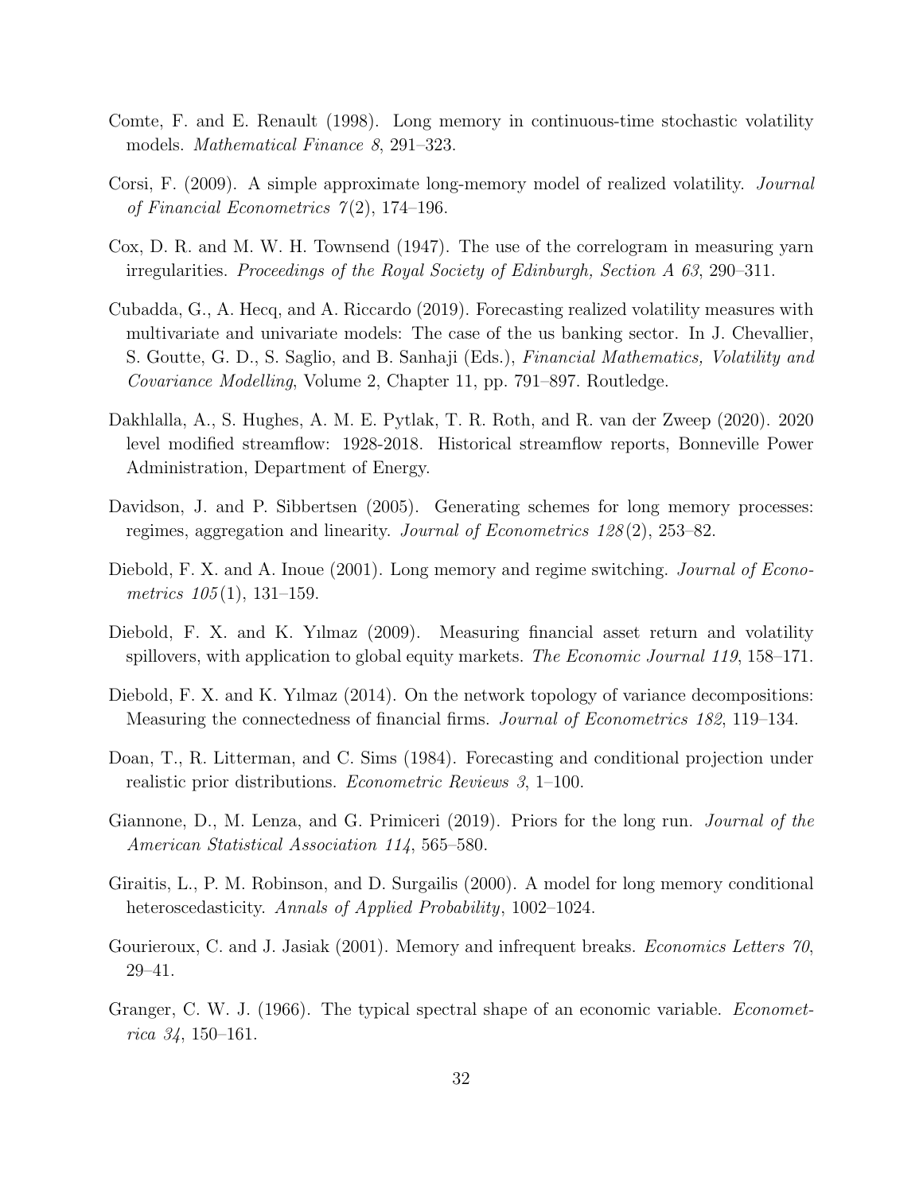Comte, F. and E. Renault (1998). Long memory in continuous-time stochastic volatility models. *Mathematical Finance 8*, 291–323.

Corsi, F. (2009). A simple approximate long-memory model of realized volatility. *Journal of Financial Econometrics 7*(2), 174–196.

Cox, D. R. and M. W. H. Townsend (1947). The use of the correlogram in measuring yarn irregularities. *Proceedings of the Royal Society of Edinburgh, Section A 63*, 290–311.

Cubadda, G., A. Hecq, and A. Riccardo (2019). Forecasting realized volatility measures with multivariate and univariate models: The case of the us banking sector. In J. Chevallier, S. Goutte, G. D., S. Saglio, and B. Sanhaji (Eds.), *Financial Mathematics, Volatility and Covariance Modelling*, Volume 2, Chapter 11, pp. 791–897. Routledge.

Dakhlalla, A., S. Hughes, A. M. E. Pytlak, T. R. Roth, and R. van der Zweep (2020). 2020 level modified streamflow: 1928-2018. Historical streamflow reports, Bonneville Power Administration, Department of Energy.

Davidson, J. and P. Sibbertsen (2005). Generating schemes for long memory processes: regimes, aggregation and linearity. *Journal of Econometrics 128*(2), 253–82.

Diebold, F. X. and A. Inoue (2001). Long memory and regime switching. *Journal of Econometrics 105*(1), 131–159.

Diebold, F. X. and K. Yılmaz (2009). Measuring financial asset return and volatility spillovers, with application to global equity markets. *The Economic Journal 119*, 158–171.

Diebold, F. X. and K. Yılmaz (2014). On the network topology of variance decompositions: Measuring the connectedness of financial firms. *Journal of Econometrics 182*, 119–134.

Doan, T., R. Litterman, and C. Sims (1984). Forecasting and conditional projection under realistic prior distributions. *Econometric Reviews 3*, 1–100.

Giannone, D., M. Lenza, and G. Primiceri (2019). Priors for the long run. *Journal of the American Statistical Association 114*, 565–580.

Giraitis, L., P. M. Robinson, and D. Surgailis (2000). A model for long memory conditional heteroscedasticity. *Annals of Applied Probability*, 1002–1024.

Gourieroux, C. and J. Jasiak (2001). Memory and infrequent breaks. *Economics Letters 70*, 29–41.

Granger, C. W. J. (1966). The typical spectral shape of an economic variable. *Econometrica 34*, 150–161.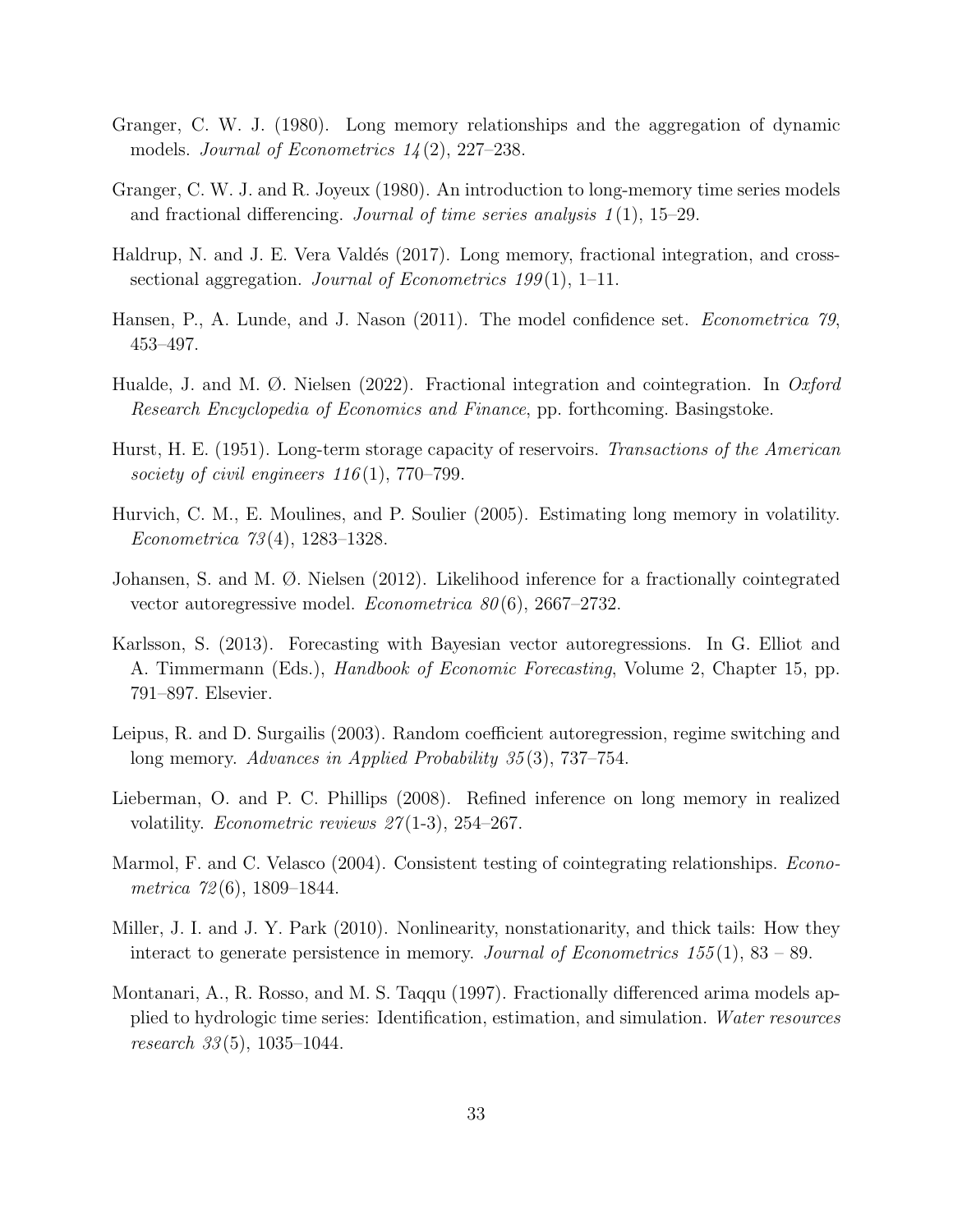Granger, C. W. J. (1980). Long memory relationships and the aggregation of dynamic models. *Journal of Econometrics 14*(2), 227–238.

Granger, C. W. J. and R. Joyeux (1980). An introduction to long-memory time series models and fractional differencing. *Journal of time series analysis 1*(1), 15–29.

Haldrup, N. and J. E. Vera Valdés (2017). Long memory, fractional integration, and cross-sectional aggregation. *Journal of Econometrics 199*(1), 1–11.

Hansen, P., A. Lunde, and J. Nason (2011). The model confidence set. *Econometrica 79*, 453–497.

Hualde, J. and M. Ø. Nielsen (2022). Fractional integration and cointegration. In *Oxford Research Encyclopedia of Economics and Finance*, pp. forthcoming. Basingstoke.

Hurst, H. E. (1951). Long-term storage capacity of reservoirs. *Transactions of the American society of civil engineers 116*(1), 770–799.

Hurvich, C. M., E. Moulines, and P. Soulier (2005). Estimating long memory in volatility. *Econometrica 73*(4), 1283–1328.

Johansen, S. and M. Ø. Nielsen (2012). Likelihood inference for a fractionally cointegrated vector autoregressive model. *Econometrica 80*(6), 2667–2732.

Karlsson, S. (2013). Forecasting with Bayesian vector autoregressions. In G. Elliot and A. Timmermann (Eds.), *Handbook of Economic Forecasting*, Volume 2, Chapter 15, pp. 791–897. Elsevier.

Leipus, R. and D. Surgailis (2003). Random coefficient autoregression, regime switching and long memory. *Advances in Applied Probability 35*(3), 737–754.

Lieberman, O. and P. C. Phillips (2008). Refined inference on long memory in realized volatility. *Econometric reviews 27*(1-3), 254–267.

Marmol, F. and C. Velasco (2004). Consistent testing of cointegrating relationships. *Econometrica 72*(6), 1809–1844.

Miller, J. I. and J. Y. Park (2010). Nonlinearity, nonstationarity, and thick tails: How they interact to generate persistence in memory. *Journal of Econometrics 155*(1), 83 – 89.

Montanari, A., R. Rosso, and M. S. Taqqu (1997). Fractionally differenced arima models applied to hydrologic time series: Identification, estimation, and simulation. *Water resources research 33*(5), 1035–1044.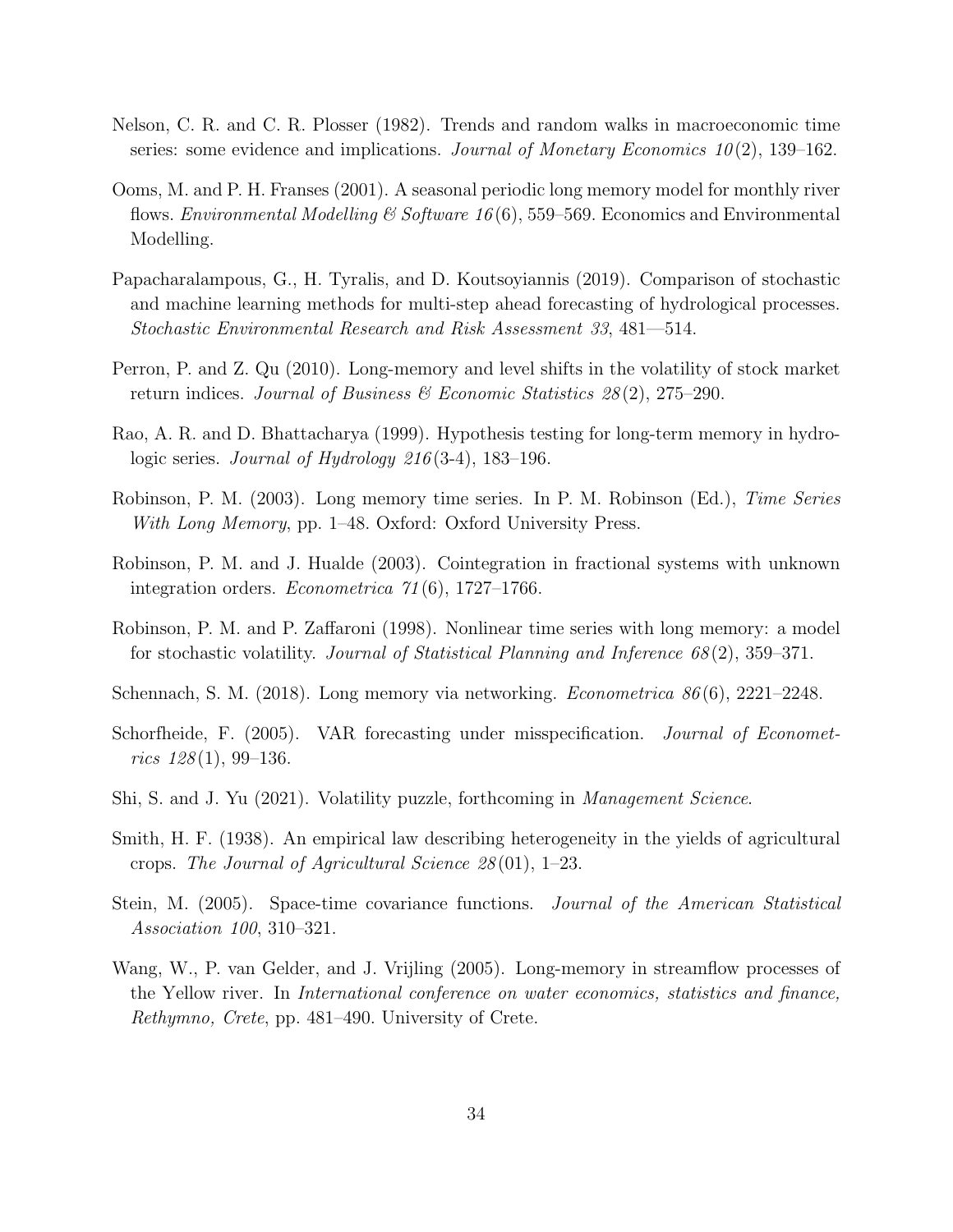Nelson, C. R. and C. R. Plosser (1982). Trends and random walks in macroeconomic time series: some evidence and implications. *Journal of Monetary Economics 10*(2), 139–162.

Ooms, M. and P. H. Franses (2001). A seasonal periodic long memory model for monthly river flows. *Environmental Modelling & Software 16*(6), 559–569. Economics and Environmental Modelling.

Papacharalampous, G., H. Tyralis, and D. Koutsoyiannis (2019). Comparison of stochastic and machine learning methods for multi-step ahead forecasting of hydrological processes. *Stochastic Environmental Research and Risk Assessment 33*, 481—514.

Perron, P. and Z. Qu (2010). Long-memory and level shifts in the volatility of stock market return indices. *Journal of Business & Economic Statistics 28*(2), 275–290.

Rao, A. R. and D. Bhattacharya (1999). Hypothesis testing for long-term memory in hydrologic series. *Journal of Hydrology 216*(3-4), 183–196.

Robinson, P. M. (2003). Long memory time series. In P. M. Robinson (Ed.), *Time Series With Long Memory*, pp. 1–48. Oxford: Oxford University Press.

Robinson, P. M. and J. Hualde (2003). Cointegration in fractional systems with unknown integration orders. *Econometrica 71*(6), 1727–1766.

Robinson, P. M. and P. Zaffaroni (1998). Nonlinear time series with long memory: a model for stochastic volatility. *Journal of Statistical Planning and Inference 68*(2), 359–371.

Schennach, S. M. (2018). Long memory via networking. *Econometrica 86*(6), 2221–2248.

Schorfheide, F. (2005). VAR forecasting under misspecification. *Journal of Econometrics 128*(1), 99–136.

Shi, S. and J. Yu (2021). Volatility puzzle, forthcoming in *Management Science*.

Smith, H. F. (1938). An empirical law describing heterogeneity in the yields of agricultural crops. *The Journal of Agricultural Science 28*(01), 1–23.

Stein, M. (2005). Space-time covariance functions. *Journal of the American Statistical Association 100*, 310–321.

Wang, W., P. van Gelder, and J. Vrijling (2005). Long-memory in streamflow processes of the Yellow river. In *International conference on water economics, statistics and finance, Rethymno, Crete*, pp. 481–490. University of Crete.